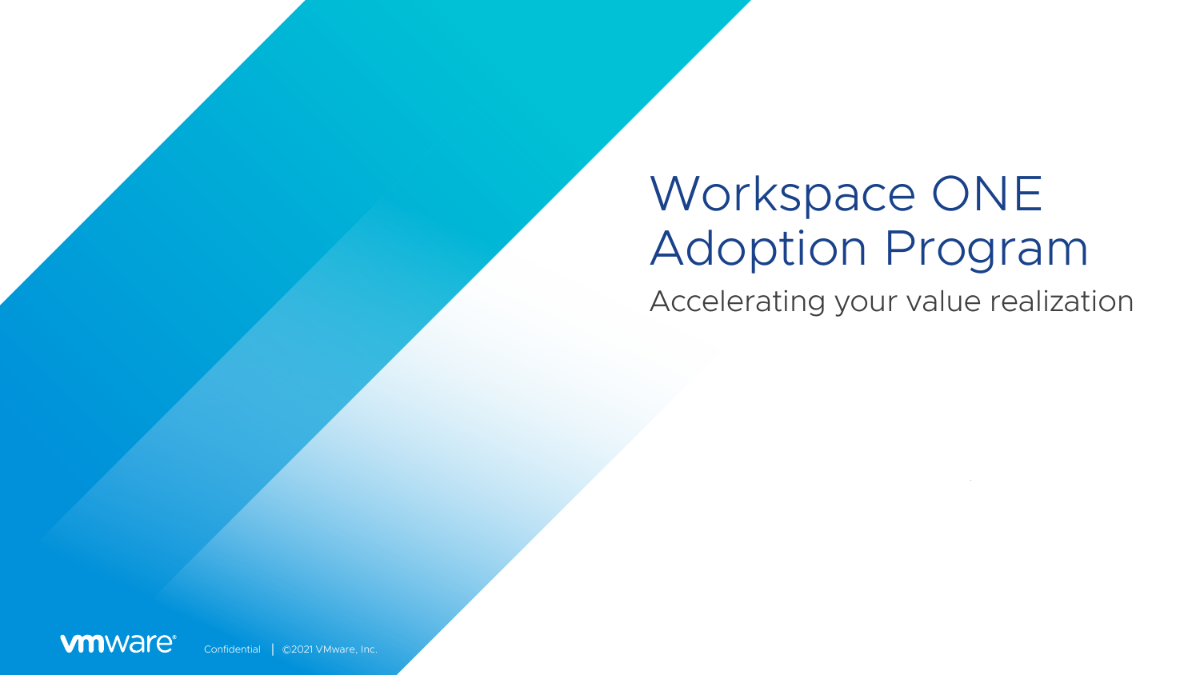# Workspace ONE Adoption Program

Accelerating your value realization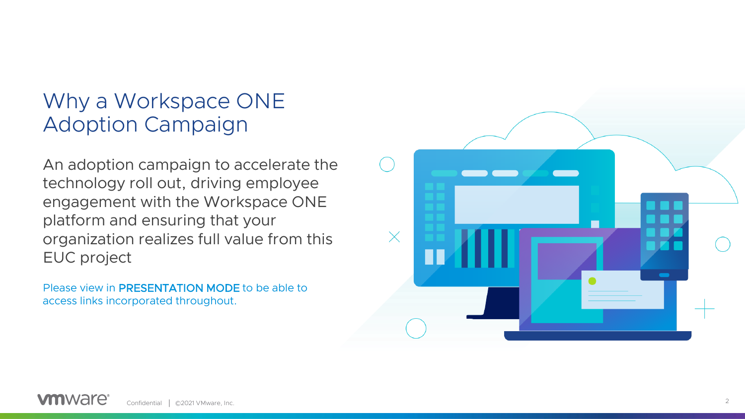# Why a Workspace ONE Adoption Campaign

An adoption campaign to accelerate the technology roll out, driving employee engagement with the Workspace ONE platform and ensuring that your organization realizes full value from this EUC project

Please view in **PRESENTATION MODE** to be able to access links incorporated throughout.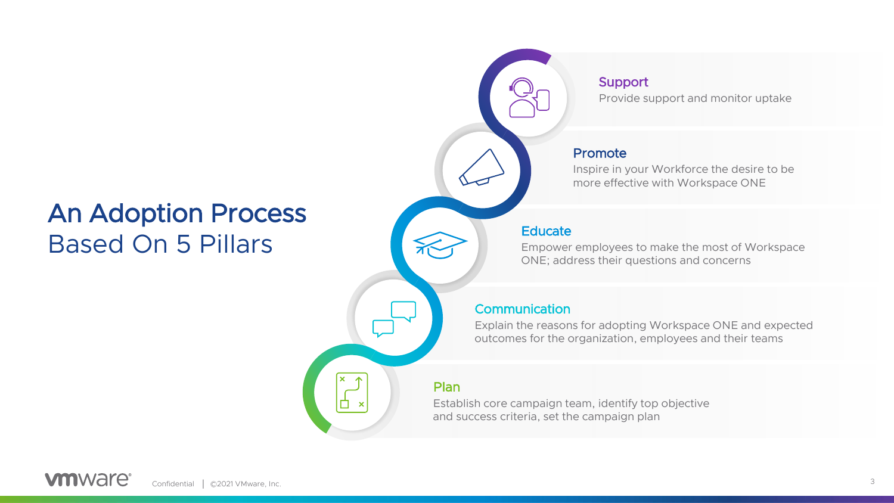# An Adoption Process
## Based On 5 Pillars

### Support
Provide support and monitor uptake

### Promote
Inspire in your Workforce the desire to be more effective with Workspace ONE

### Educate
Empower employees to make the most of Workspace ONE; address their questions and concerns

### Communication
Explain the reasons for adopting Workspace ONE and expected outcomes for the organization, employees and their teams

### Plan
Establish core campaign team, identify top objective and success criteria, set the campaign plan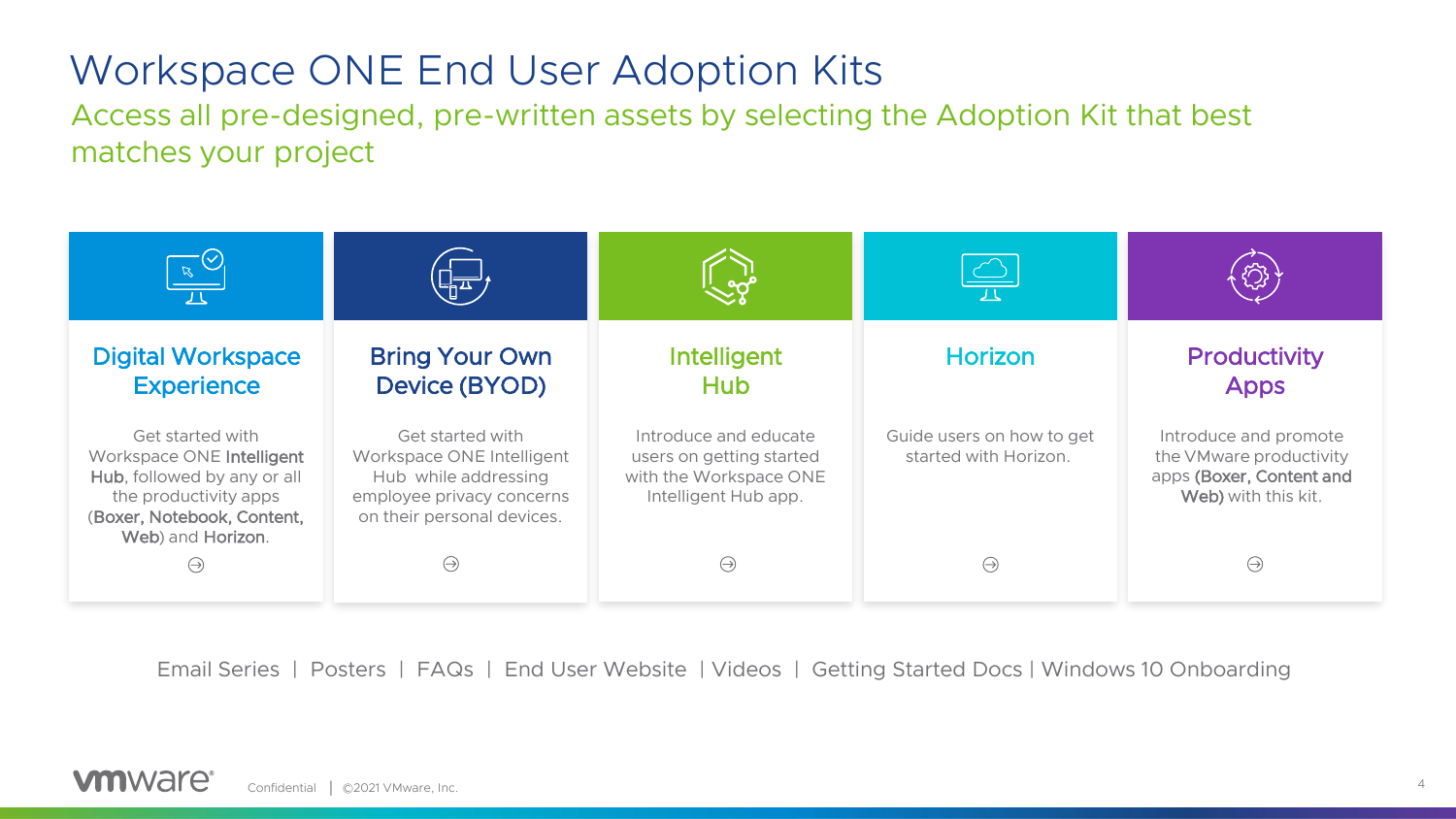# Workspace ONE End User Adoption Kits

Access all pre-designed, pre-written assets by selecting the Adoption Kit that best matches your project

### Digital Workspace Experience

Get started with Workspace ONE **Intelligent Hub**, followed by any or all the productivity apps (**Boxer, Notebook, Content, Web**) and **Horizon**.

### Bring Your Own Device (BYOD)

Get started with Workspace ONE Intelligent Hub while addressing employee privacy concerns on their personal devices.

### Intelligent Hub

Introduce and educate users on getting started with the Workspace ONE Intelligent Hub app.

### Horizon

Guide users on how to get started with Horizon.

### Productivity Apps

Introduce and promote the VMware productivity apps **(Boxer, Content and Web)** with this kit.

Email Series | Posters | FAQs | End User Website | Videos | Getting Started Docs | Windows 10 Onboarding

Confidential | ©2021 VMware, Inc.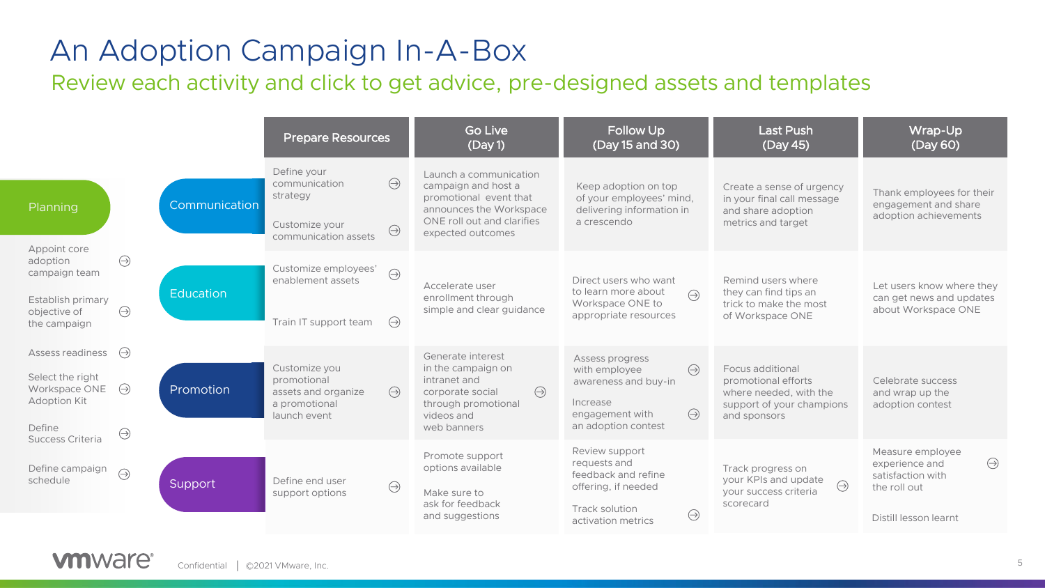# An Adoption Campaign In-A-Box

## Review each activity and click to get advice, pre-designed assets and templates

**Planning**

- Appoint core adoption campaign team
- Establish primary objective of the campaign
- Assess readiness
- Select the right Workspace ONE Adoption Kit
- Define Success Criteria
- Define campaign schedule

| | Prepare Resources | Go Live (Day 1) | Follow Up (Day 15 and 30) | Last Push (Day 45) | Wrap-Up (Day 60) |
|---|---|---|---|---|---|
| **Communication** | Define your communication strategy<br><br>Customize your communication assets | Launch a communication campaign and host a promotional event that announces the Workspace ONE roll out and clarifies expected outcomes | Keep adoption on top of your employees' mind, delivering information in a crescendo | Create a sense of urgency in your final call message and share adoption metrics and target | Thank employees for their engagement and share adoption achievements |
| **Education** | Customize employees' enablement assets<br><br>Train IT support team | Accelerate user enrollment through simple and clear guidance | Direct users who want to learn more about Workspace ONE to appropriate resources | Remind users where they can find tips an trick to make the most of Workspace ONE | Let users know where they can get news and updates about Workspace ONE |
| **Promotion** | Customize you promotional assets and organize a promotional launch event | Generate interest in the campaign on intranet and corporate social through promotional videos and web banners | Assess progress with employee awareness and buy-in<br><br>Increase engagement with an adoption contest | Focus additional promotional efforts where needed, with the support of your champions and sponsors | Celebrate success and wrap up the adoption contest |
| **Support** | Define end user support options | Promote support options available<br><br>Make sure to ask for feedback and suggestions | Review support requests and feedback and refine offering, if needed<br><br>Track solution activation metrics | Track progress on your KPIs and update your success criteria scorecard | Measure employee experience and satisfaction with the roll out<br><br>Distill lesson learnt |

Confidential | ©2021 VMware, Inc.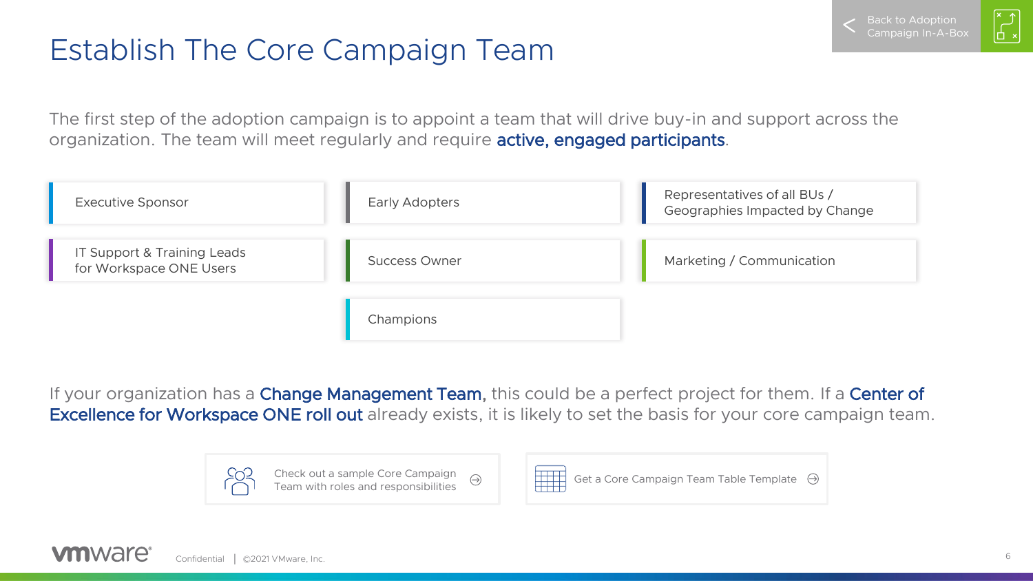# Establish The Core Campaign Team

Back to Adoption Campaign In-A-Box

The first step of the adoption campaign is to appoint a team that will drive buy-in and support across the organization. The team will meet regularly and require **active, engaged participants**.

- Executive Sponsor
- Early Adopters
- Representatives of all BUs / Geographies Impacted by Change
- IT Support & Training Leads for Workspace ONE Users
- Success Owner
- Marketing / Communication
- Champions

If your organization has a **Change Management Team,** this could be a perfect project for them. If a **Center of Excellence for Workspace ONE roll out** already exists, it is likely to set the basis for your core campaign team.

Check out a sample Core Campaign Team with roles and responsibilities

Get a Core Campaign Team Table Template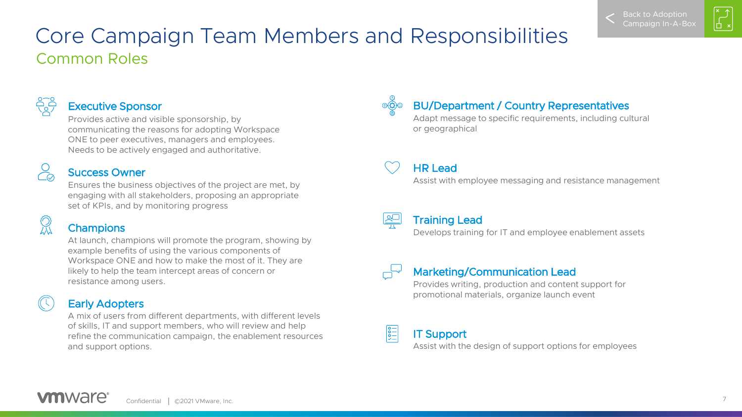# Core Campaign Team Members and Responsibilities

## Common Roles

### Executive Sponsor

Provides active and visible sponsorship, by communicating the reasons for adopting Workspace ONE to peer executives, managers and employees. Needs to be actively engaged and authoritative.

### Success Owner

Ensures the business objectives of the project are met, by engaging with all stakeholders, proposing an appropriate set of KPIs, and by monitoring progress

### Champions

At launch, champions will promote the program, showing by example benefits of using the various components of Workspace ONE and how to make the most of it. They are likely to help the team intercept areas of concern or resistance among users.

### Early Adopters

A mix of users from different departments, with different levels of skills, IT and support members, who will review and help refine the communication campaign, the enablement resources and support options.

### BU/Department / Country Representatives

Adapt message to specific requirements, including cultural or geographical

### HR Lead

Assist with employee messaging and resistance management

### Training Lead

Develops training for IT and employee enablement assets

### Marketing/Communication Lead

Provides writing, production and content support for promotional materials, organize launch event

### IT Support

Assist with the design of support options for employees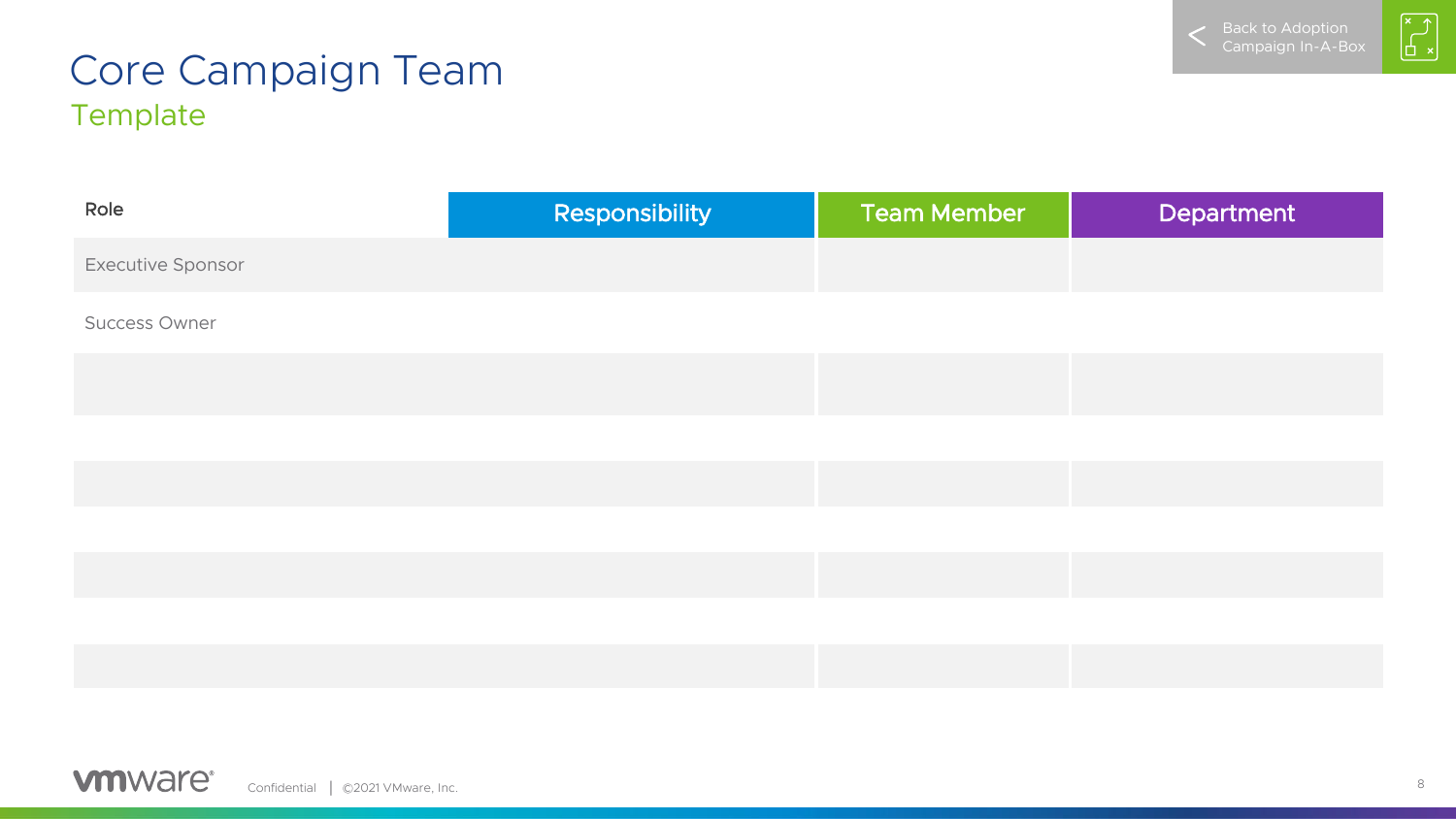# Core Campaign Team

## Template

| Role | Responsibility | Team Member | Department |
|---|---|---|---|
| Executive Sponsor | | | |
| Success Owner | | | |
| | | | |
| | | | |
| | | | |
| | | | |
| | | | |
| | | | |
| | | | |

Confidential | ©2021 VMware, Inc.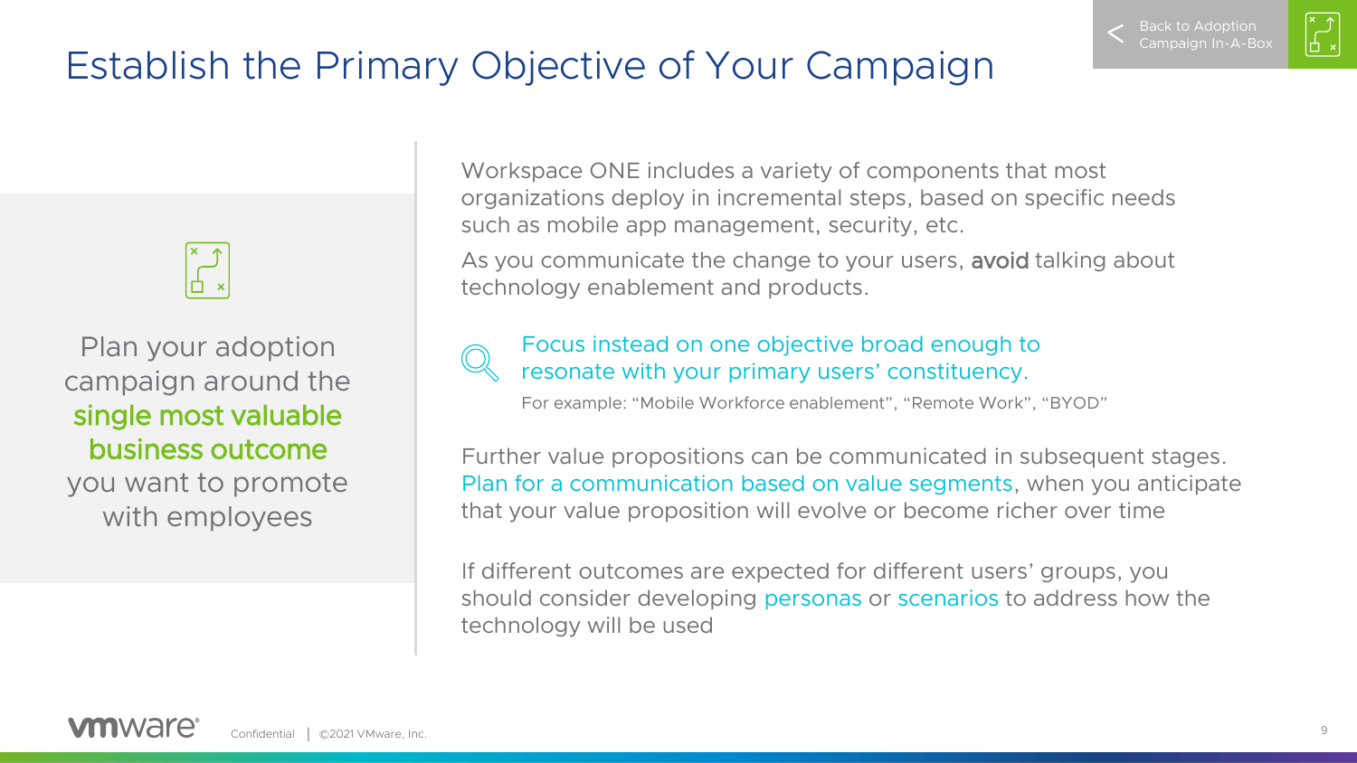# Establish the Primary Objective of Your Campaign

Back to Adoption Campaign In-A-Box

Plan your adoption campaign around the **single most valuable business outcome** you want to promote with employees

Workspace ONE includes a variety of components that most organizations deploy in incremental steps, based on specific needs such as mobile app management, security, etc.

As you communicate the change to your users, **avoid** talking about technology enablement and products.

Focus instead on one objective broad enough to resonate with your primary users' constituency.

For example: "Mobile Workforce enablement", "Remote Work", "BYOD"

Further value propositions can be communicated in subsequent stages. Plan for a communication based on value segments, when you anticipate that your value proposition will evolve or become richer over time

If different outcomes are expected for different users' groups, you should consider developing personas or scenarios to address how the technology will be used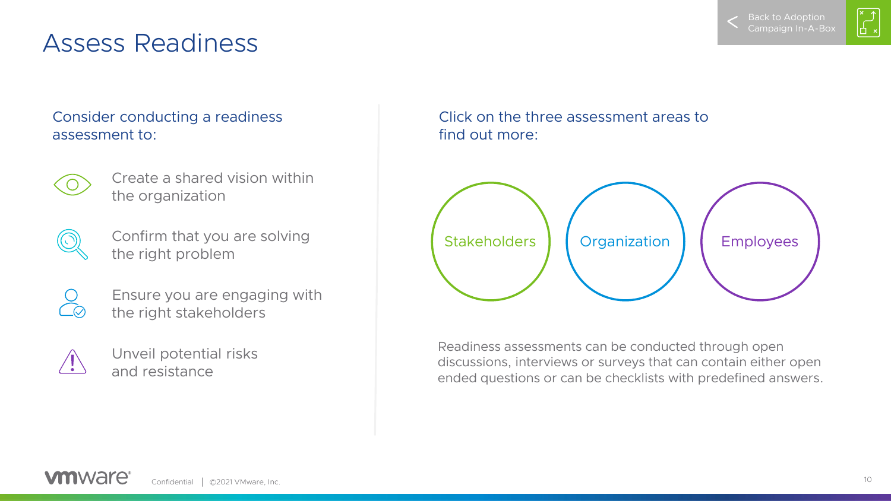# Assess Readiness

Back to Adoption Campaign In-A-Box

Consider conducting a readiness assessment to:

- Create a shared vision within the organization
- Confirm that you are solving the right problem
- Ensure you are engaging with the right stakeholders
- Unveil potential risks and resistance

Click on the three assessment areas to find out more:

Stakeholders

Organization

Employees

Readiness assessments can be conducted through open discussions, interviews or surveys that can contain either open ended questions or can be checklists with predefined answers.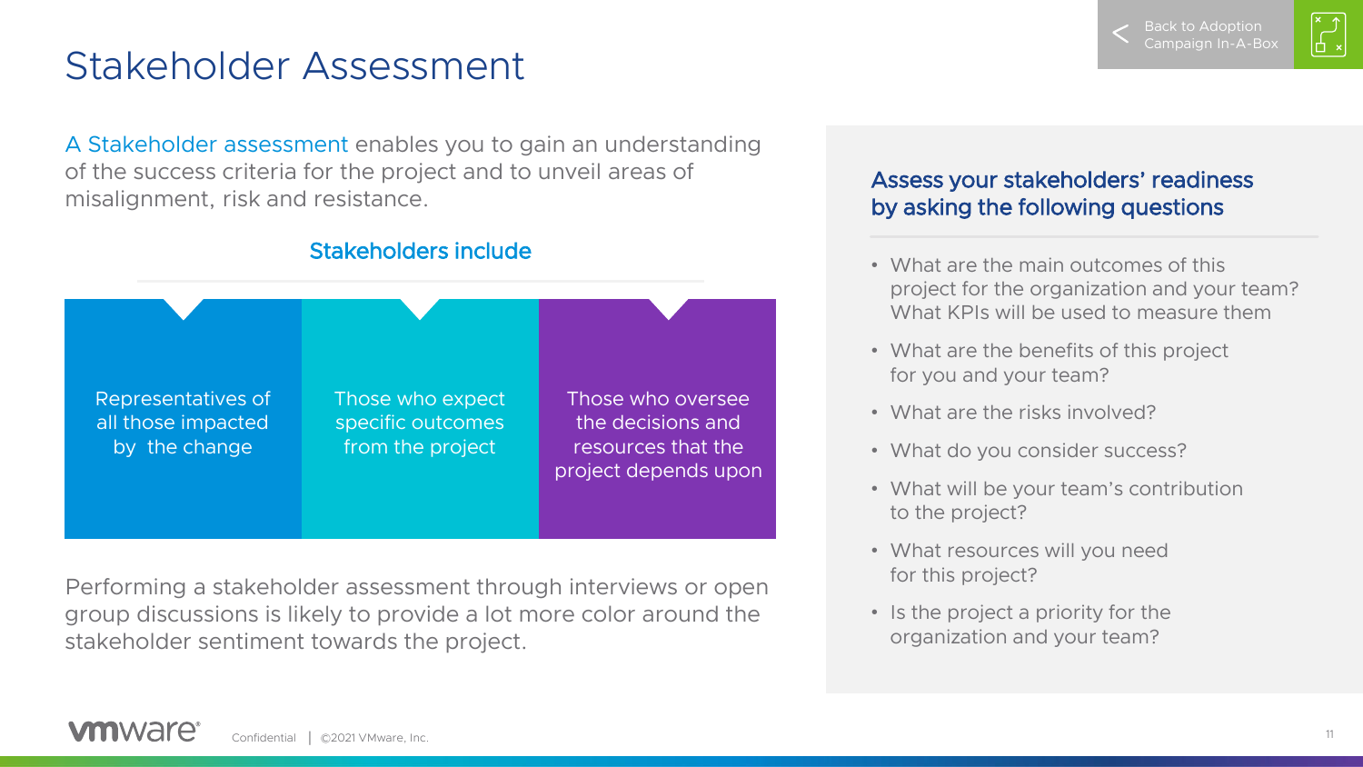# Stakeholder Assessment

A Stakeholder assessment enables you to gain an understanding of the success criteria for the project and to unveil areas of misalignment, risk and resistance.

### Stakeholders include

- Representatives of all those impacted by the change
- Those who expect specific outcomes from the project
- Those who oversee the decisions and resources that the project depends upon

Performing a stakeholder assessment through interviews or open group discussions is likely to provide a lot more color around the stakeholder sentiment towards the project.

### Assess your stakeholders' readiness by asking the following questions

- What are the main outcomes of this project for the organization and your team? What KPIs will be used to measure them
- What are the benefits of this project for you and your team?
- What are the risks involved?
- What do you consider success?
- What will be your team's contribution to the project?
- What resources will you need for this project?
- Is the project a priority for the organization and your team?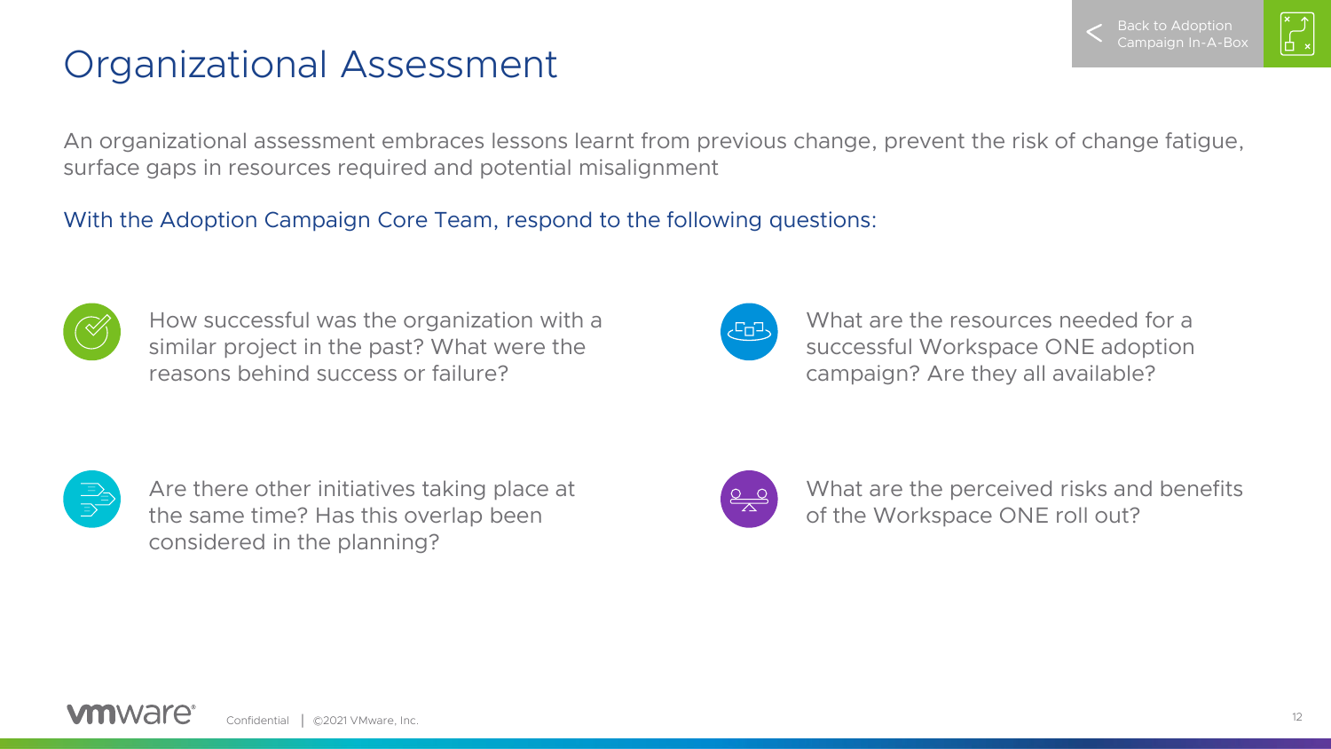# Organizational Assessment

An organizational assessment embraces lessons learnt from previous change, prevent the risk of change fatigue, surface gaps in resources required and potential misalignment

With the Adoption Campaign Core Team, respond to the following questions:

- How successful was the organization with a similar project in the past? What were the reasons behind success or failure?
- What are the resources needed for a successful Workspace ONE adoption campaign? Are they all available?
- Are there other initiatives taking place at the same time? Has this overlap been considered in the planning?
- What are the perceived risks and benefits of the Workspace ONE roll out?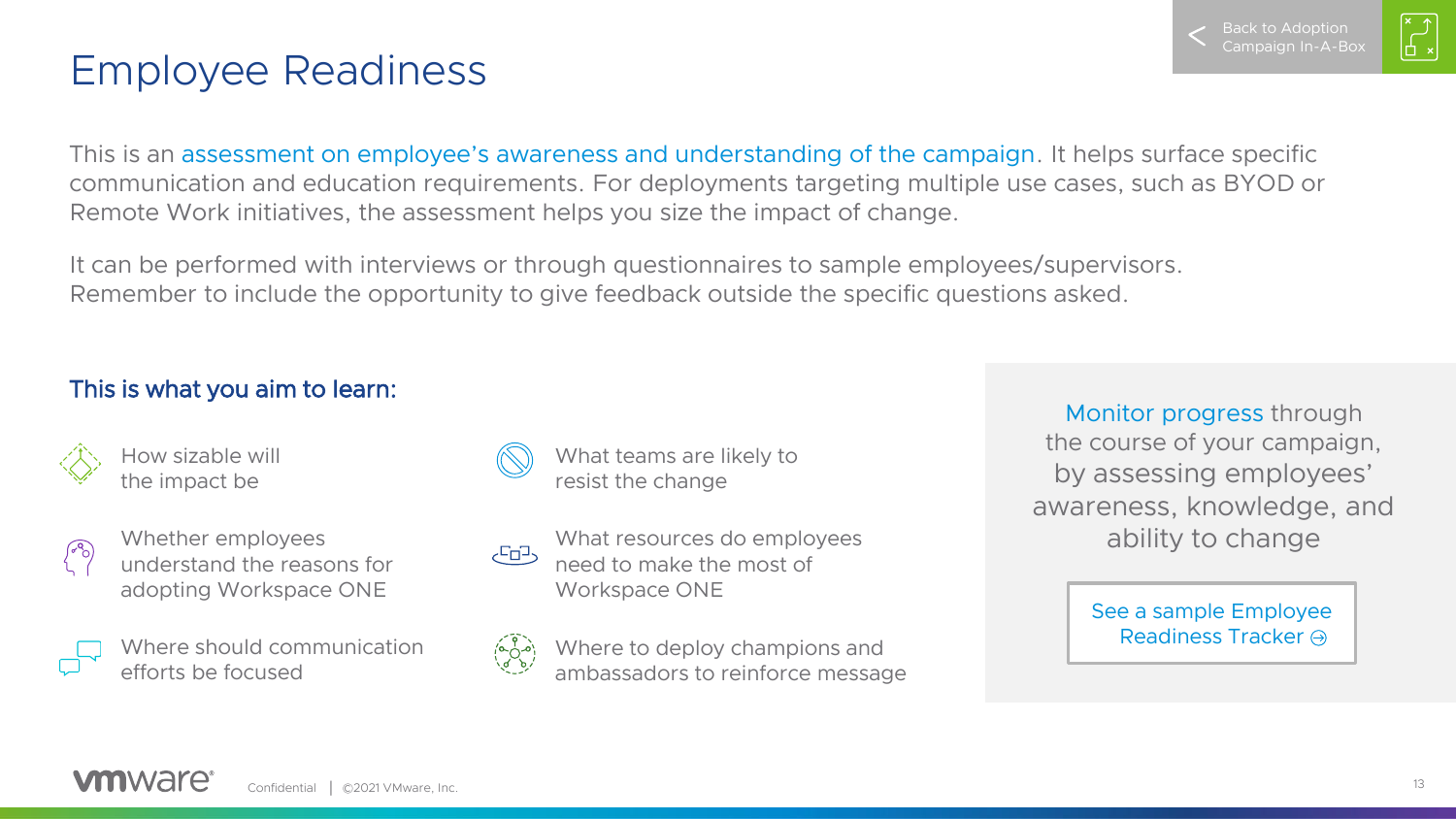# Employee Readiness

Back to Adoption Campaign In-A-Box

This is an assessment on employee's awareness and understanding of the campaign. It helps surface specific communication and education requirements. For deployments targeting multiple use cases, such as BYOD or Remote Work initiatives, the assessment helps you size the impact of change.

It can be performed with interviews or through questionnaires to sample employees/supervisors. Remember to include the opportunity to give feedback outside the specific questions asked.

## This is what you aim to learn:

- How sizable will the impact be
- Whether employees understand the reasons for adopting Workspace ONE
- Where should communication efforts be focused
- What teams are likely to resist the change
- What resources do employees need to make the most of Workspace ONE
- Where to deploy champions and ambassadors to reinforce message

Monitor progress through the course of your campaign, by assessing employees' awareness, knowledge, and ability to change

See a sample Employee Readiness Tracker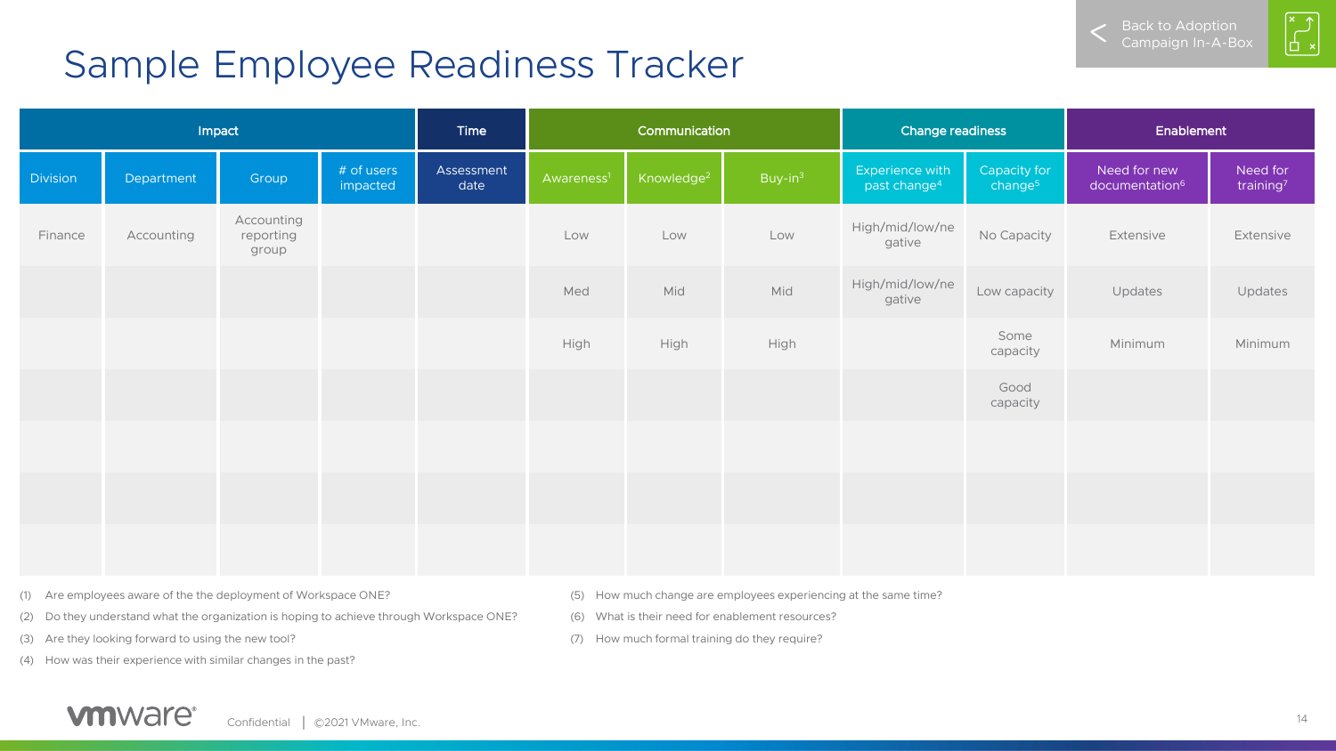# Sample Employee Readiness Tracker

| Impact | | | | Time | Communication | | | Change readiness | | Enablement | |
|---|---|---|---|---|---|---|---|---|---|---|---|
| Division | Department | Group | # of users impacted | Assessment date | Awareness[1] | Knowledge[2] | Buy-in[3] | Experience with past change[4] | Capacity for change[5] | Need for new documentation[6] | Need for training[7] |
| Finance | Accounting | Accounting reporting group | | | Low | Low | Low | High/mid/low/negative | No Capacity | Extensive | Extensive |
| | | | | | Med | Mid | Mid | High/mid/low/negative | Low capacity | Updates | Updates |
| | | | | | High | High | High | | Some capacity | Minimum | Minimum |
| | | | | | | | | | Good capacity | | |
| | | | | | | | | | | | |
| | | | | | | | | | | | |
| | | | | | | | | | | | |

(1) Are employees aware of the the deployment of Workspace ONE?

(2) Do they understand what the organization is hoping to achieve through Workspace ONE?

(3) Are they looking forward to using the new tool?

(4) How was their experience with similar changes in the past?

(5) How much change are employees experiencing at the same time?

(6) What is their need for enablement resources?

(7) How much formal training do they require?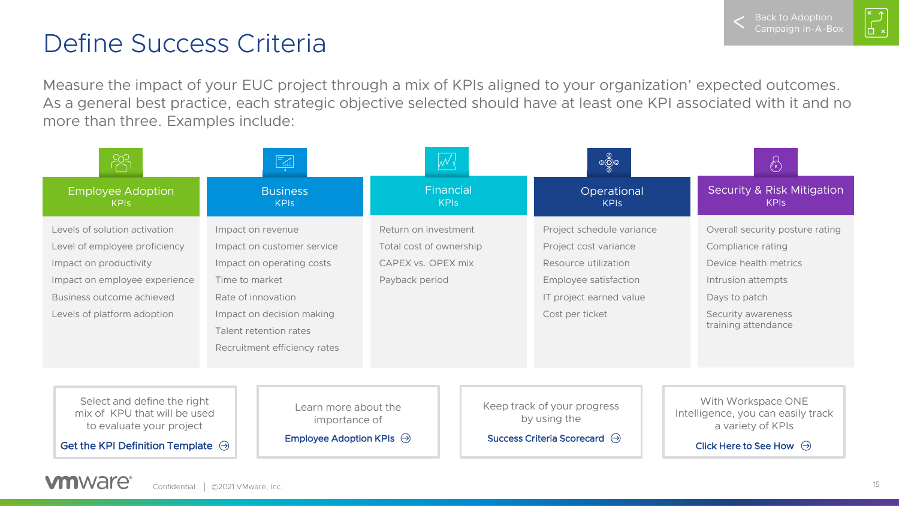# Define Success Criteria

Measure the impact of your EUC project through a mix of KPIs aligned to your organization' expected outcomes. As a general best practice, each strategic objective selected should have at least one KPI associated with it and no more than three. Examples include:

| Employee Adoption KPIs | Business KPIs | Financial KPIs | Operational KPIs | Security & Risk Mitigation KPIs |
|---|---|---|---|---|
| Levels of solution activation | Impact on revenue | Return on investment | Project schedule variance | Overall security posture rating |
| Level of employee proficiency | Impact on customer service | Total cost of ownership | Project cost variance | Compliance rating |
| Impact on productivity | Impact on operating costs | CAPEX vs. OPEX mix | Resource utilization | Device health metrics |
| Impact on employee experience | Time to market | Payback period | Employee satisfaction | Intrusion attempts |
| Business outcome achieved | Rate of innovation | | IT project earned value | Days to patch |
| Levels of platform adoption | Impact on decision making | | Cost per ticket | Security awareness training attendance |
| | Talent retention rates | | | |
| | Recruitment efficiency rates | | | |

Select and define the right mix of KPU that will be used to evaluate your project

**Get the KPI Definition Template**

Learn more about the importance of

**Employee Adoption KPIs**

Keep track of your progress by using the

**Success Criteria Scorecard**

With Workspace ONE Intelligence, you can easily track a variety of KPIs

**Click Here to See How**

Back to Adoption Campaign In-A-Box

Confidential | ©2021 VMware, Inc.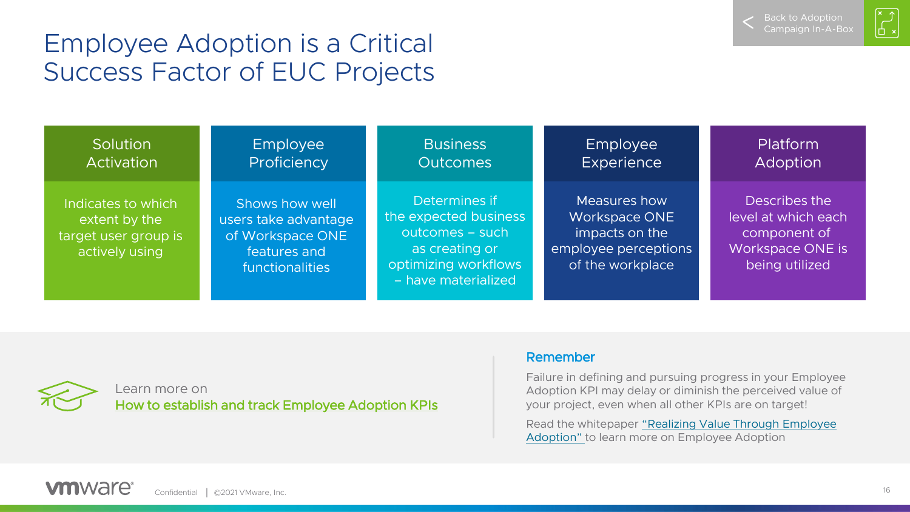# Employee Adoption is a Critical Success Factor of EUC Projects

Back to Adoption Campaign In-A-Box

| Solution Activation | Employee Proficiency | Business Outcomes | Employee Experience | Platform Adoption |
|---|---|---|---|---|
| Indicates to which extent by the target user group is actively using | Shows how well users take advantage of Workspace ONE features and functionalities | Determines if the expected business outcomes – such as creating or optimizing workflows – have materialized | Measures how Workspace ONE impacts on the employee perceptions of the workplace | Describes the level at which each component of Workspace ONE is being utilized |

Learn more on
How to establish and track Employee Adoption KPIs

## Remember

Failure in defining and pursuing progress in your Employee Adoption KPI may delay or diminish the perceived value of your project, even when all other KPIs are on target!

Read the whitepaper "Realizing Value Through Employee Adoption" to learn more on Employee Adoption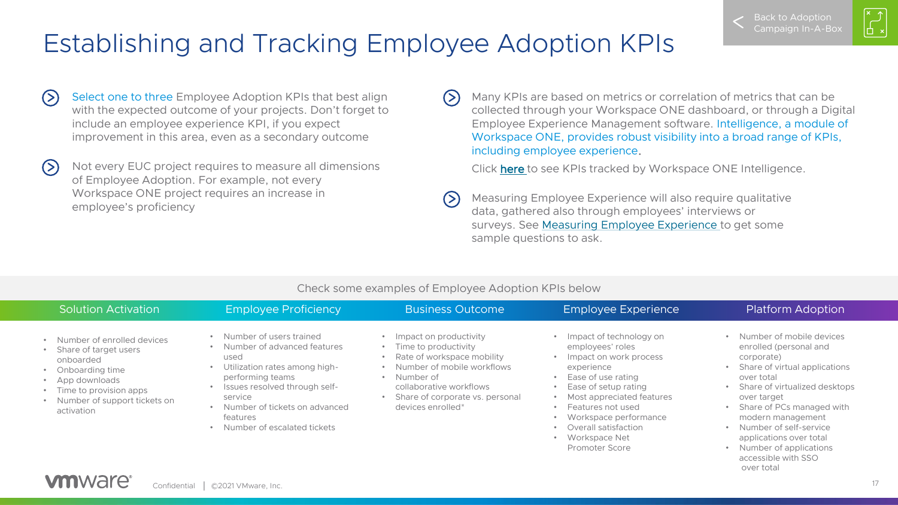# Establishing and Tracking Employee Adoption KPIs

Back to Adoption Campaign In-A-Box

- Select one to three Employee Adoption KPIs that best align with the expected outcome of your projects. Don't forget to include an employee experience KPI, if you expect improvement in this area, even as a secondary outcome
- Not every EUC project requires to measure all dimensions of Employee Adoption. For example, not every Workspace ONE project requires an increase in employee's proficiency
- Many KPIs are based on metrics or correlation of metrics that can be collected through your Workspace ONE dashboard, or through a Digital Employee Experience Management software. Intelligence, a module of Workspace ONE, provides robust visibility into a broad range of KPIs, including employee experience.

  Click here to see KPIs tracked by Workspace ONE Intelligence.
- Measuring Employee Experience will also require qualitative data, gathered also through employees' interviews or surveys. See Measuring Employee Experience to get some sample questions to ask.

Check some examples of Employee Adoption KPIs below

| Solution Activation | Employee Proficiency | Business Outcome | Employee Experience | Platform Adoption |
|---|---|---|---|---|
| • Number of enrolled devices<br>• Share of target users onboarded<br>• Onboarding time<br>• App downloads<br>• Time to provision apps<br>• Number of support tickets on activation | • Number of users trained<br>• Number of advanced features used<br>• Utilization rates among high-performing teams<br>• Issues resolved through self-service<br>• Number of tickets on advanced features<br>• Number of escalated tickets | • Impact on productivity<br>• Time to productivity<br>• Rate of workspace mobility<br>• Number of mobile workflows<br>• Number of collaborative workflows<br>• Share of corporate vs. personal devices enrolled* | • Impact of technology on employees' roles<br>• Impact on work process experience<br>• Ease of use rating<br>• Ease of setup rating<br>• Most appreciated features<br>• Features not used<br>• Workspace performance<br>• Overall satisfaction<br>• Workspace Net Promoter Score | • Number of mobile devices enrolled (personal and corporate)<br>• Share of virtual applications over total<br>• Share of virtualized desktops over target<br>• Share of PCs managed with modern management<br>• Number of self-service applications over total<br>• Number of applications accessible with SSO over total |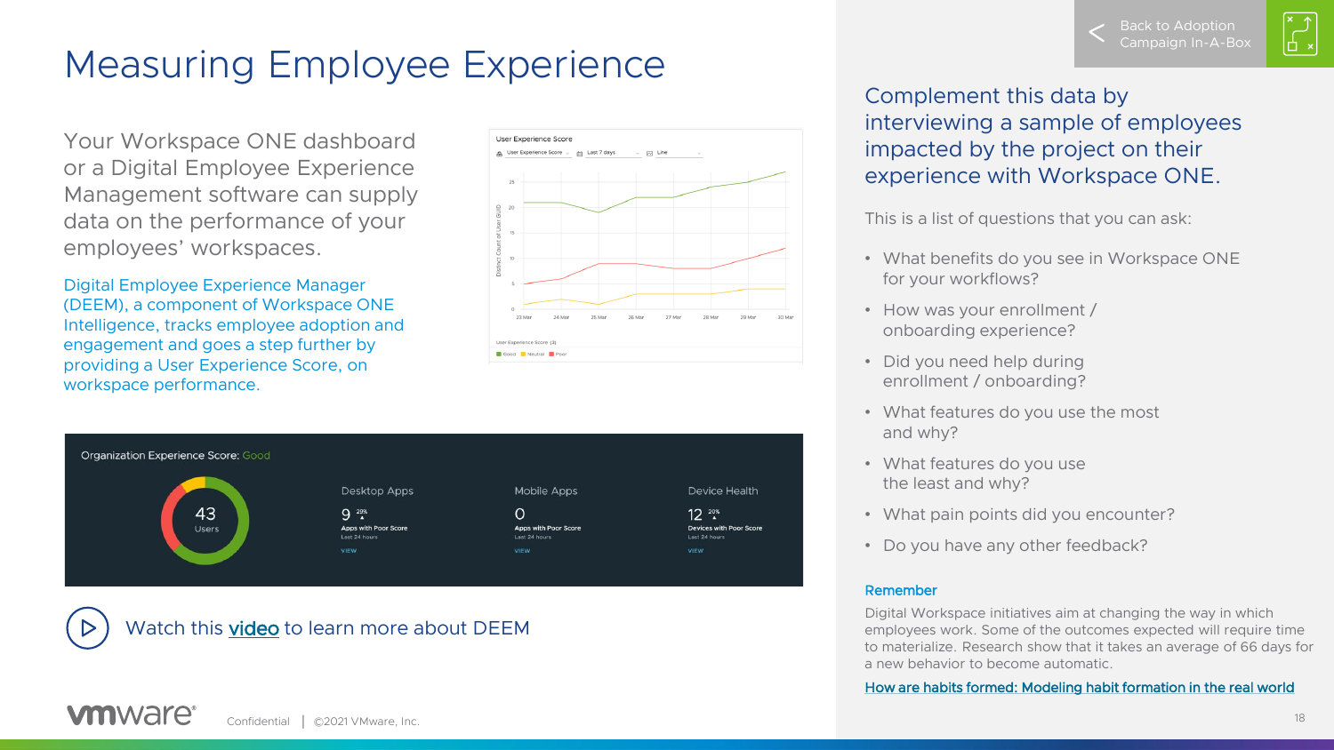# Measuring Employee Experience

Your Workspace ONE dashboard or a Digital Employee Experience Management software can supply data on the performance of your employees' workspaces.

Digital Employee Experience Manager (DEEM), a component of Workspace ONE Intelligence, tracks employee adoption and engagement and goes a step further by providing a User Experience Score, on workspace performance.

Watch this video to learn more about DEEM

## Complement this data by interviewing a sample of employees impacted by the project on their experience with Workspace ONE.

This is a list of questions that you can ask:

- What benefits do you see in Workspace ONE for your workflows?
- How was your enrollment / onboarding experience?
- Did you need help during enrollment / onboarding?
- What features do you use the most and why?
- What features do you use the least and why?
- What pain points did you encounter?
- Do you have any other feedback?

**Remember**

Digital Workspace initiatives aim at changing the way in which employees work. Some of the outcomes expected will require time to materialize. Research show that it takes an average of 66 days for a new behavior to become automatic.

How are habits formed: Modeling habit formation in the real world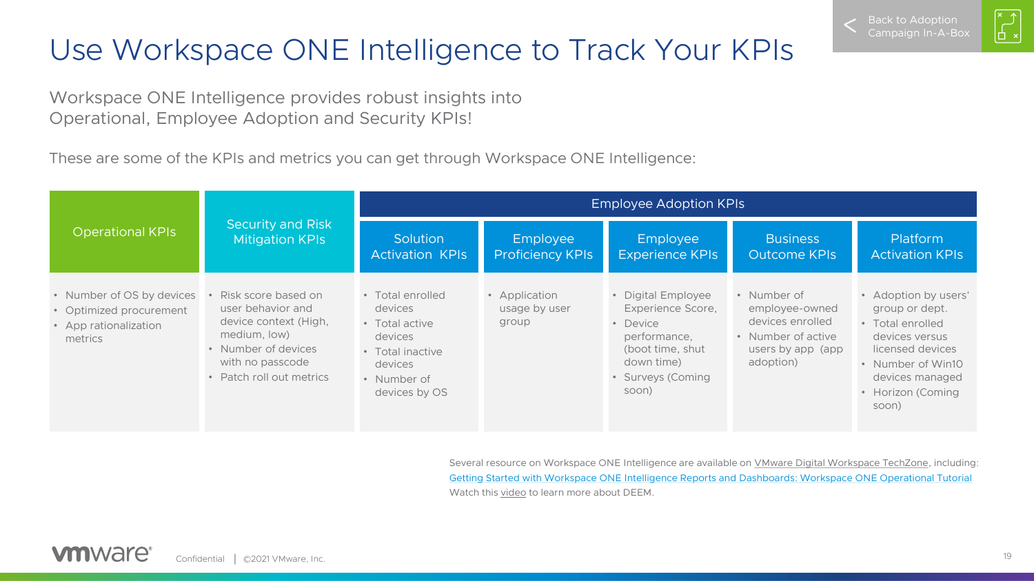# Use Workspace ONE Intelligence to Track Your KPIs

Back to Adoption Campaign In-A-Box

Workspace ONE Intelligence provides robust insights into Operational, Employee Adoption and Security KPIs!

These are some of the KPIs and metrics you can get through Workspace ONE Intelligence:

| Operational KPIs | Security and Risk Mitigation KPIs | Employee Adoption KPIs | | | | |
|---|---|---|---|---|---|---|
| | | Solution Activation KPIs | Employee Proficiency KPIs | Employee Experience KPIs | Business Outcome KPIs | Platform Activation KPIs |
| • Number of OS by devices<br>• Optimized procurement<br>• App rationalization metrics | • Risk score based on user behavior and device context (High, medium, low)<br>• Number of devices with no passcode<br>• Patch roll out metrics | • Total enrolled devices<br>• Total active devices<br>• Total inactive devices<br>• Number of devices by OS | • Application usage by user group | • Digital Employee Experience Score,<br>• Device performance, (boot time, shut down time)<br>• Surveys (Coming soon) | • Number of employee-owned devices enrolled<br>• Number of active users by app (app adoption) | • Adoption by users' group or dept.<br>• Total enrolled devices versus licensed devices<br>• Number of Win10 devices managed<br>• Horizon (Coming soon) |

Several resource on Workspace ONE Intelligence are available on VMware Digital Workspace TechZone, including:
Getting Started with Workspace ONE Intelligence Reports and Dashboards: Workspace ONE Operational Tutorial
Watch this video to learn more about DEEM.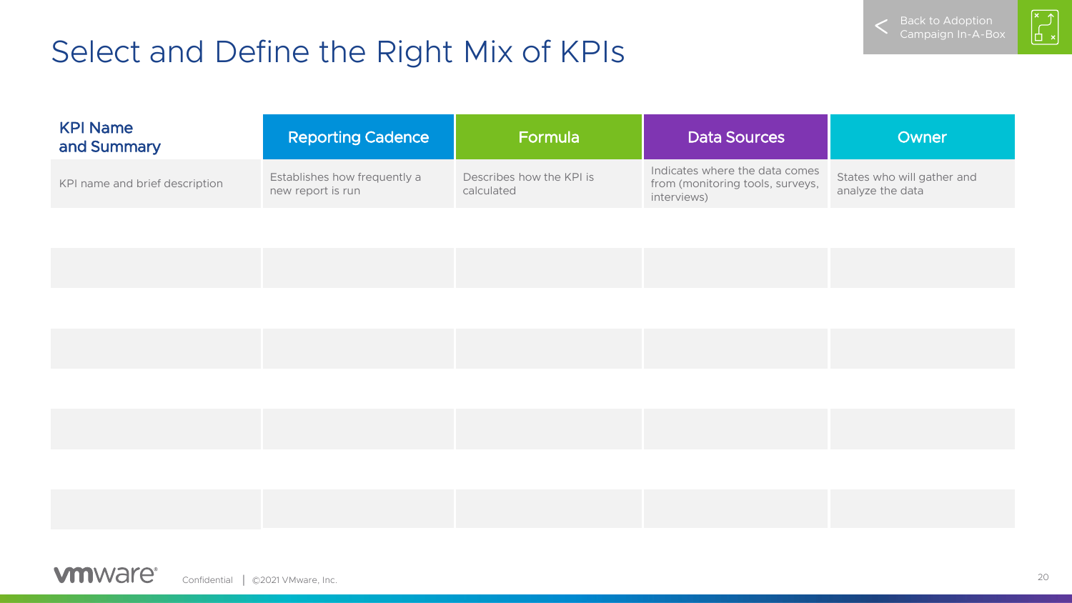# Select and Define the Right Mix of KPIs

Back to Adoption Campaign In-A-Box

| KPI Name and Summary | Reporting Cadence | Formula | Data Sources | Owner |
|---|---|---|---|---|
| KPI name and brief description | Establishes how frequently a new report is run | Describes how the KPI is calculated | Indicates where the data comes from (monitoring tools, surveys, interviews) | States who will gather and analyze the data |
| | | | | |
| | | | | |
| | | | | |
| | | | | |

Confidential | ©2021 VMware, Inc.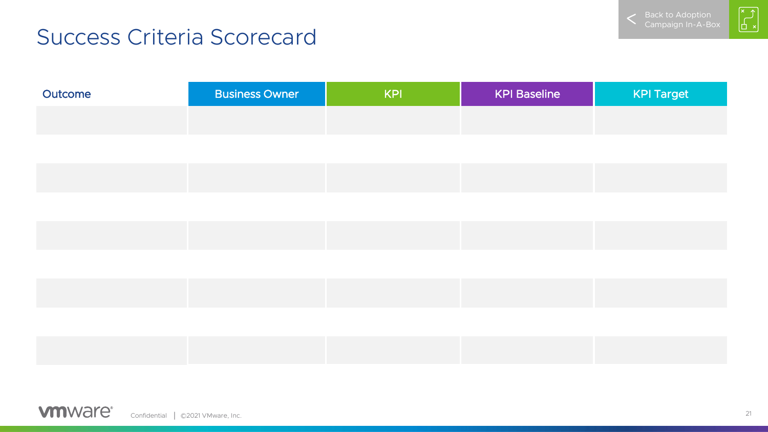# Success Criteria Scorecard

Back to Adoption Campaign In-A-Box

| Outcome | Business Owner | KPI | KPI Baseline | KPI Target |
|---|---|---|---|---|
| | | | | |
| | | | | |
| | | | | |
| | | | | |
| | | | | |

Confidential | ©2021 VMware, Inc.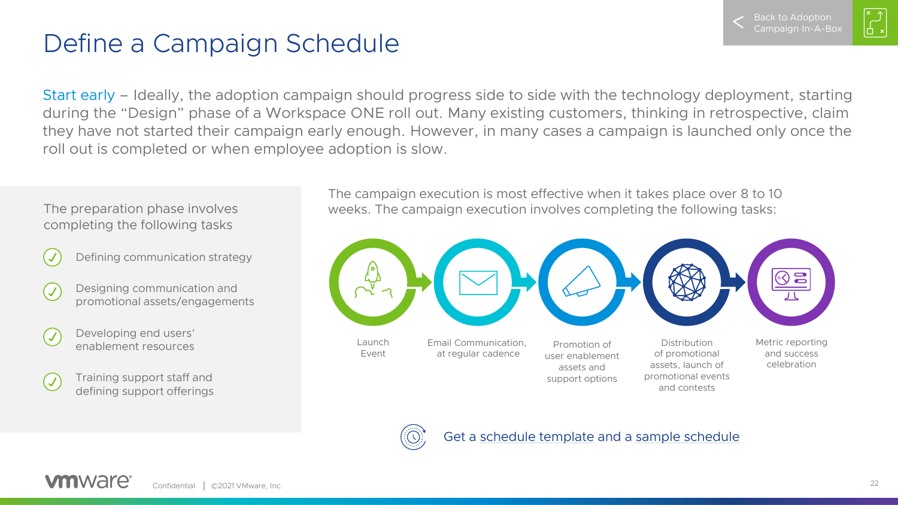# Define a Campaign Schedule

Back to Adoption Campaign In-A-Box

Start early – Ideally, the adoption campaign should progress side to side with the technology deployment, starting during the "Design" phase of a Workspace ONE roll out. Many existing customers, thinking in retrospective, claim they have not started their campaign early enough. However, in many cases a campaign is launched only once the roll out is completed or when employee adoption is slow.

The preparation phase involves completing the following tasks

- Defining communication strategy
- Designing communication and promotional assets/engagements
- Developing end users' enablement resources
- Training support staff and defining support offerings

The campaign execution is most effective when it takes place over 8 to 10 weeks. The campaign execution involves completing the following tasks:

1. Launch Event
2. Email Communication, at regular cadence
3. Promotion of user enablement assets and support options
4. Distribution of promotional assets, launch of promotional events and contests
5. Metric reporting and success celebration

Get a schedule template and a sample schedule

Confidential | ©2021 VMware, Inc.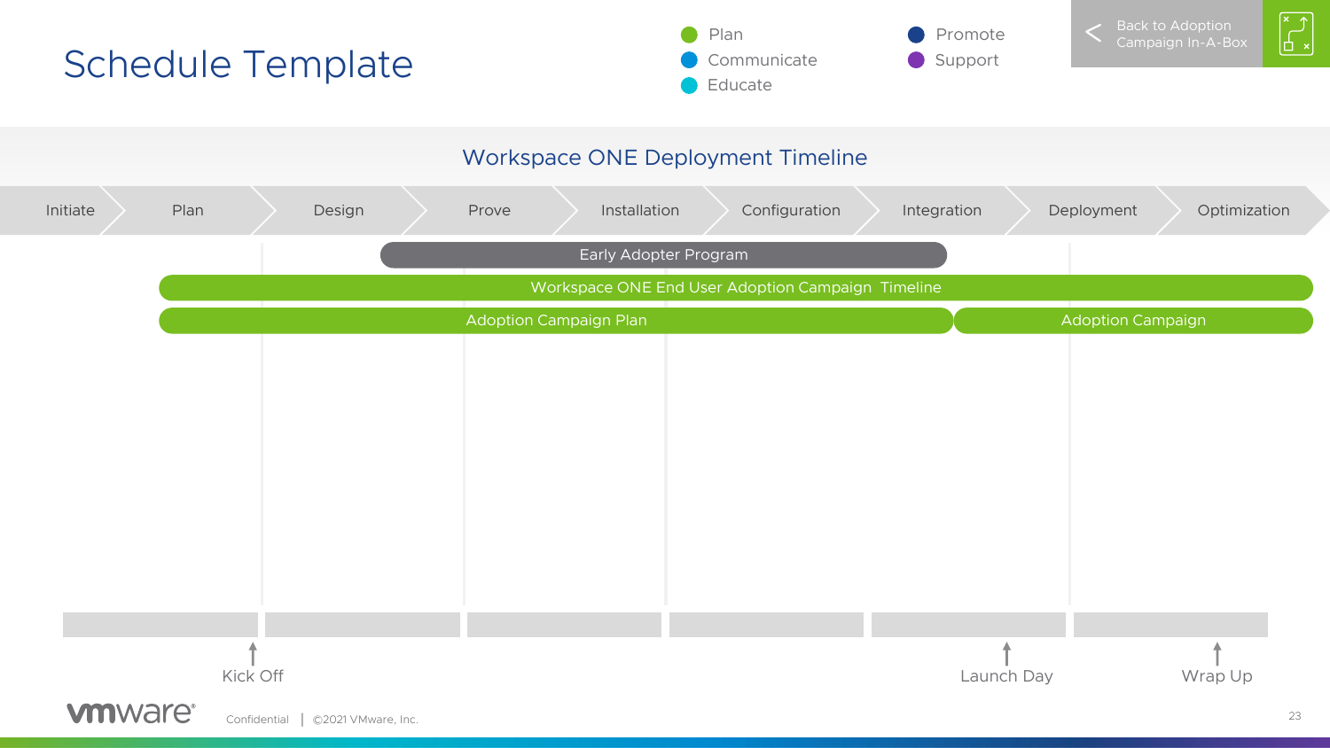# Schedule Template

- Plan
- Communicate
- Educate
- Promote
- Support

Back to Adoption Campaign In-A-Box

## Workspace ONE Deployment Timeline

Initiate → Plan → Design → Prove → Installation → Configuration → Integration → Deployment → Optimization

Early Adopter Program

Workspace ONE End User Adoption Campaign Timeline

Adoption Campaign Plan | Adoption Campaign

Kick Off

Launch Day

Wrap Up

Confidential | ©2021 VMware, Inc.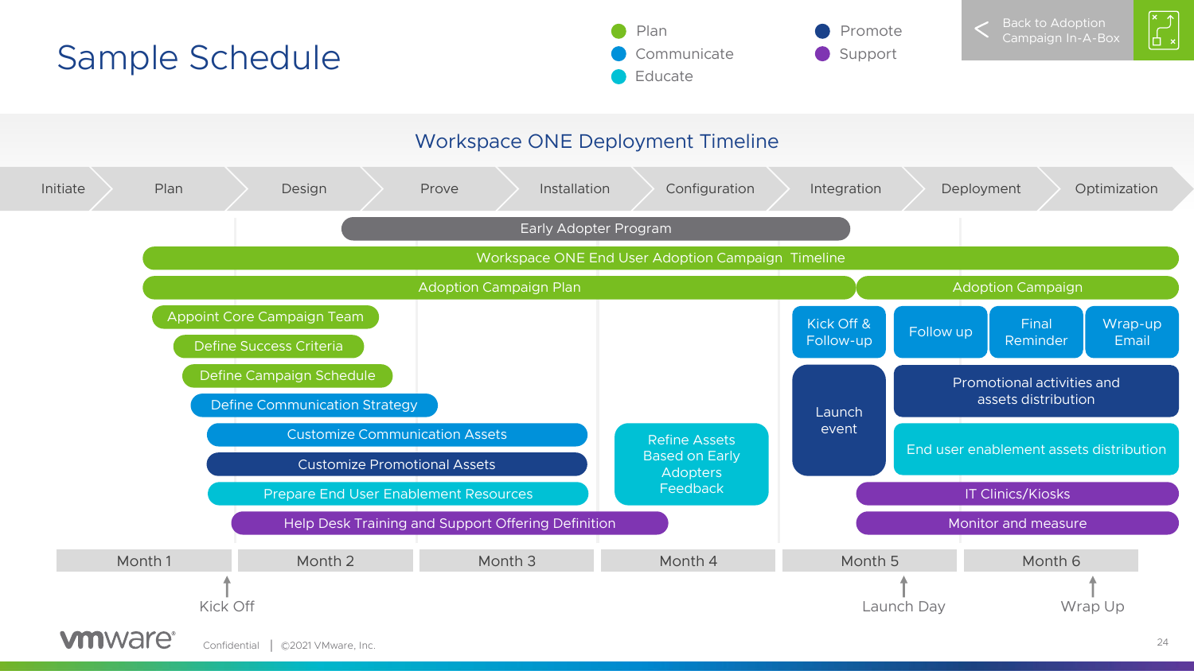# Sample Schedule

- Plan
- Communicate
- Educate
- Promote
- Support

Back to Adoption Campaign In-A-Box

## Workspace ONE Deployment Timeline

Initiate → Plan → Design → Prove → Installation → Configuration → Integration → Deployment → Optimization

- Early Adopter Program
- Workspace ONE End User Adoption Campaign Timeline
- Adoption Campaign Plan
  - Appoint Core Campaign Team
  - Define Success Criteria
  - Define Campaign Schedule
  - Define Communication Strategy
  - Customize Communication Assets
  - Customize Promotional Assets
  - Prepare End User Enablement Resources
  - Help Desk Training and Support Offering Definition
  - Refine Assets Based on Early Adopters Feedback
  - Kick Off & Follow-up
  - Launch event
- Adoption Campaign
  - Follow up
  - Final Reminder
  - Wrap-up Email
  - Promotional activities and assets distribution
  - End user enablement assets distribution
  - IT Clinics/Kiosks
  - Monitor and measure

| Month 1 | Month 2 | Month 3 | Month 4 | Month 5 | Month 6 |
|---|---|---|---|---|---|

- Kick Off
- Launch Day
- Wrap Up

Confidential | ©2021 VMware, Inc.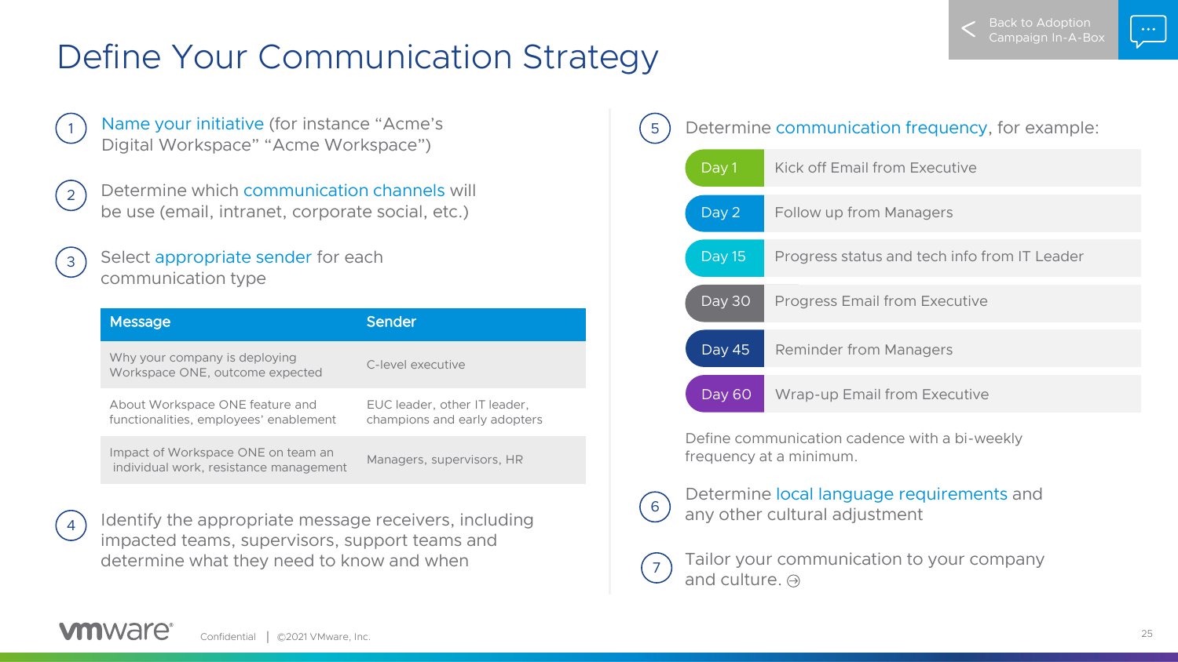# Define Your Communication Strategy

1. Name your initiative (for instance "Acme's Digital Workspace" "Acme Workspace")

2. Determine which communication channels will be use (email, intranet, corporate social, etc.)

3. Select appropriate sender for each communication type

| Message | Sender |
| --- | --- |
| Why your company is deploying Workspace ONE, outcome expected | C-level executive |
| About Workspace ONE feature and functionalities, employees' enablement | EUC leader, other IT leader, champions and early adopters |
| Impact of Workspace ONE on team an individual work, resistance management | Managers, supervisors, HR |

4. Identify the appropriate message receivers, including impacted teams, supervisors, support teams and determine what they need to know and when

5. Determine communication frequency, for example:

| Day | Communication |
| --- | --- |
| Day 1 | Kick off Email from Executive |
| Day 2 | Follow up from Managers |
| Day 15 | Progress status and tech info from IT Leader |
| Day 30 | Progress Email from Executive |
| Day 45 | Reminder from Managers |
| Day 60 | Wrap-up Email from Executive |

Define communication cadence with a bi-weekly frequency at a minimum.

6. Determine local language requirements and any other cultural adjustment

7. Tailor your communication to your company and culture.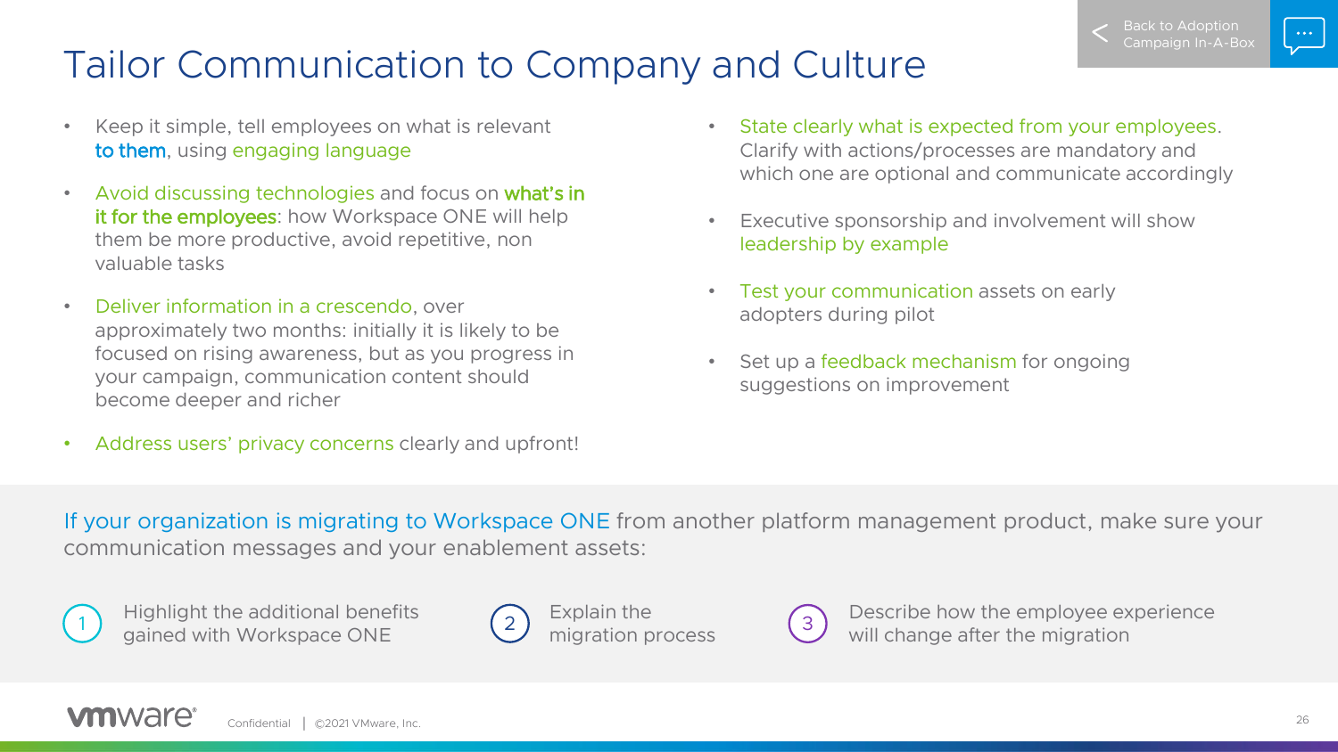# Tailor Communication to Company and Culture

- Keep it simple, tell employees on what is relevant **to them**, using engaging language
- Avoid discussing technologies and focus on **what's in it for the employees**: how Workspace ONE will help them be more productive, avoid repetitive, non valuable tasks
- Deliver information in a crescendo, over approximately two months: initially it is likely to be focused on rising awareness, but as you progress in your campaign, communication content should become deeper and richer
- Address users' privacy concerns clearly and upfront!
- State clearly what is expected from your employees. Clarify with actions/processes are mandatory and which one are optional and communicate accordingly
- Executive sponsorship and involvement will show leadership by example
- Test your communication assets on early adopters during pilot
- Set up a feedback mechanism for ongoing suggestions on improvement

If your organization is migrating to Workspace ONE from another platform management product, make sure your communication messages and your enablement assets:

1. Highlight the additional benefits gained with Workspace ONE
2. Explain the migration process
3. Describe how the employee experience will change after the migration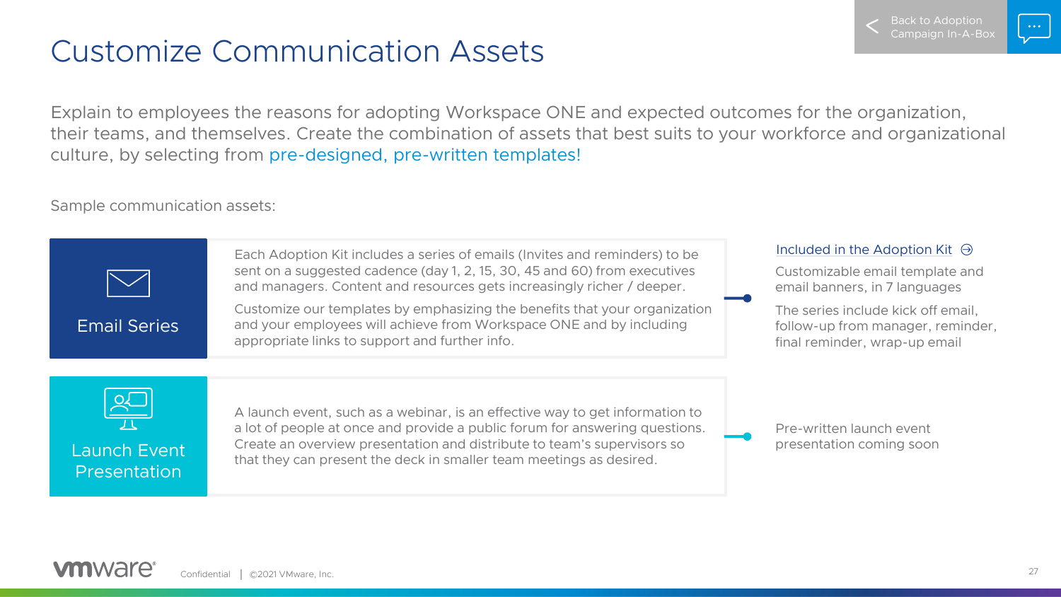# Customize Communication Assets

Back to Adoption Campaign In-A-Box

Explain to employees the reasons for adopting Workspace ONE and expected outcomes for the organization, their teams, and themselves. Create the combination of assets that best suits to your workforce and organizational culture, by selecting from pre-designed, pre-written templates!

Sample communication assets:

## Email Series

Each Adoption Kit includes a series of emails (Invites and reminders) to be sent on a suggested cadence (day 1, 2, 15, 30, 45 and 60) from executives and managers. Content and resources gets increasingly richer / deeper.

Customize our templates by emphasizing the benefits that your organization and your employees will achieve from Workspace ONE and by including appropriate links to support and further info.

Included in the Adoption Kit

Customizable email template and email banners, in 7 languages

The series include kick off email, follow-up from manager, reminder, final reminder, wrap-up email

## Launch Event Presentation

A launch event, such as a webinar, is an effective way to get information to a lot of people at once and provide a public forum for answering questions. Create an overview presentation and distribute to team's supervisors so that they can present the deck in smaller team meetings as desired.

Pre-written launch event presentation coming soon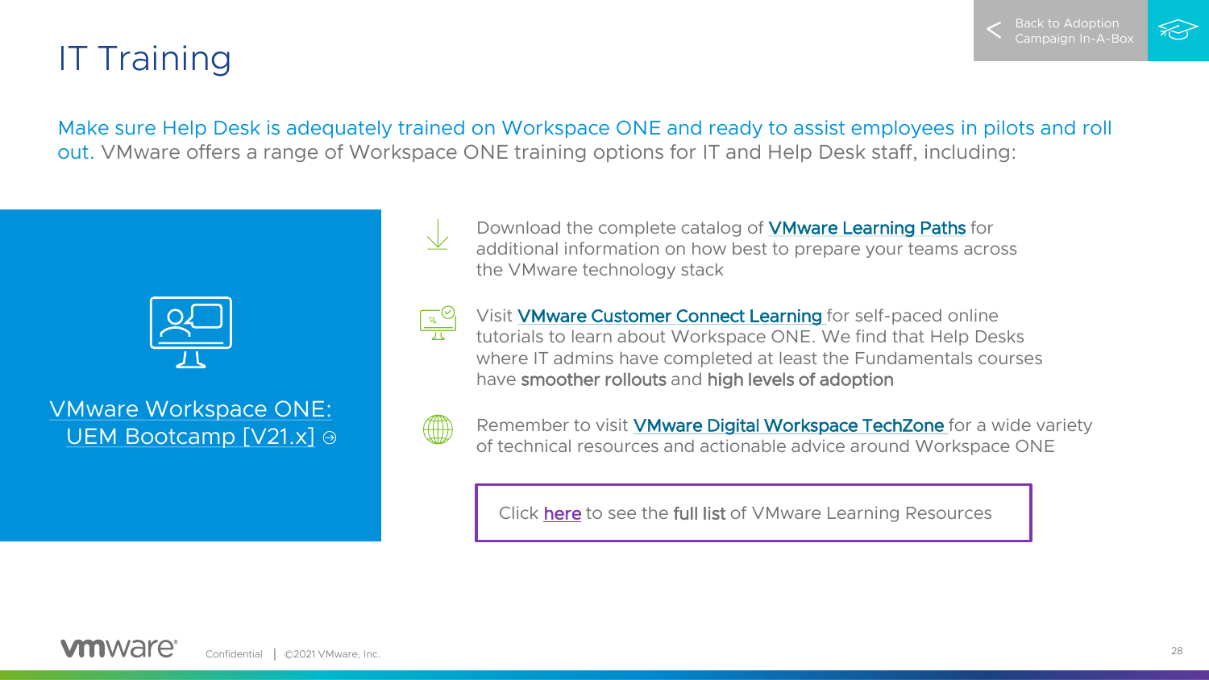# IT Training

Back to Adoption Campaign In-A-Box

Make sure Help Desk is adequately trained on Workspace ONE and ready to assist employees in pilots and roll out. VMware offers a range of Workspace ONE training options for IT and Help Desk staff, including:

VMware Workspace ONE: UEM Bootcamp [V21.x]

- Download the complete catalog of **VMware Learning Paths** for additional information on how best to prepare your teams across the VMware technology stack
- Visit **VMware Customer Connect Learning** for self-paced online tutorials to learn about Workspace ONE. We find that Help Desks where IT admins have completed at least the Fundamentals courses have **smoother rollouts** and **high levels of adoption**
- Remember to visit **VMware Digital Workspace TechZone** for a wide variety of technical resources and actionable advice around Workspace ONE

Click here to see the **full list** of VMware Learning Resources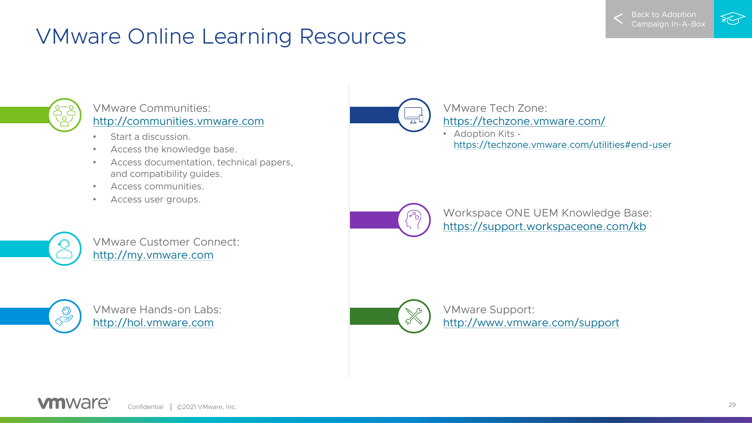# VMware Online Learning Resources

Back to Adoption Campaign In-A-Box

VMware Communities:
http://communities.vmware.com

- Start a discussion.
- Access the knowledge base.
- Access documentation, technical papers, and compatibility guides.
- Access communities.
- Access user groups.

VMware Customer Connect:
http://my.vmware.com

VMware Hands-on Labs:
http://hol.vmware.com

VMware Tech Zone:
https://techzone.vmware.com/

- Adoption Kits - https://techzone.vmware.com/utilities#end-user

Workspace ONE UEM Knowledge Base:
https://support.workspaceone.com/kb

VMware Support:
http://www.vmware.com/support

Confidential | ©2021 VMware, Inc.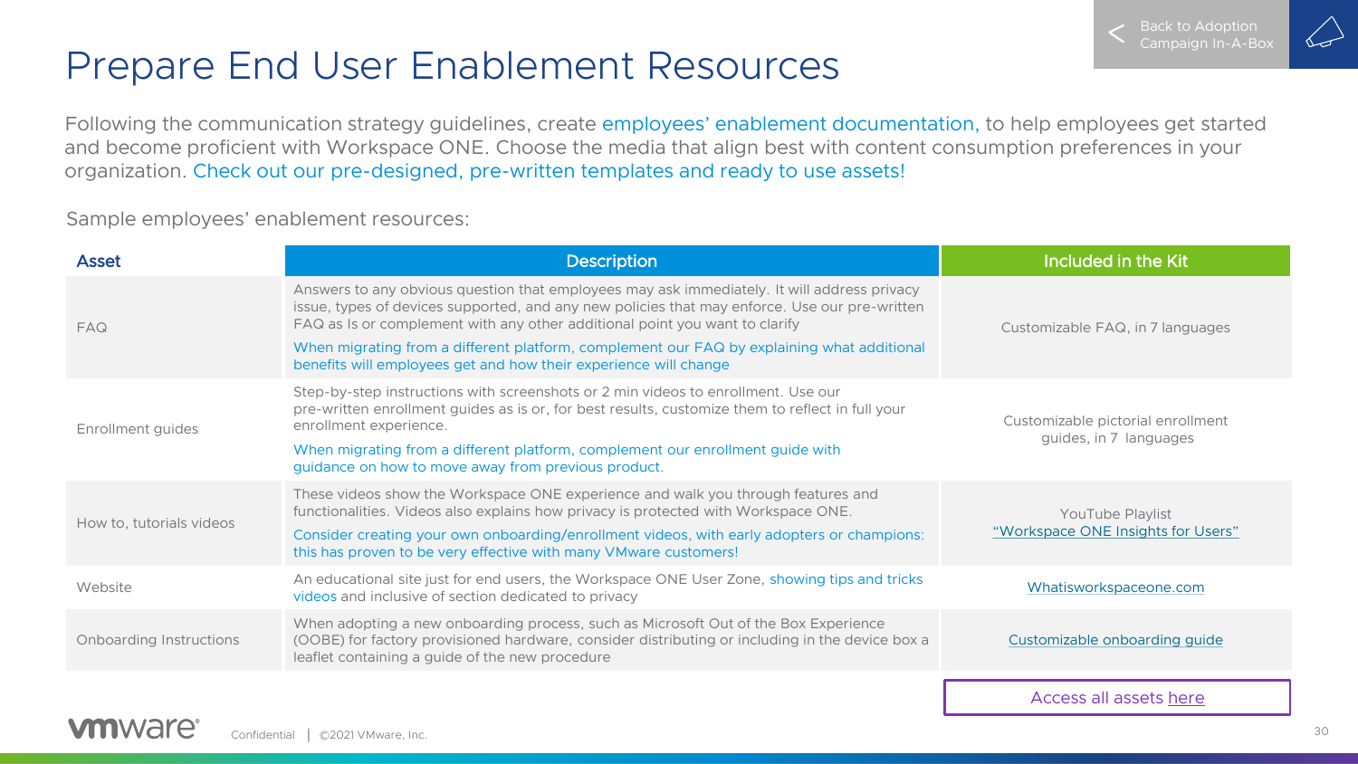# Prepare End User Enablement Resources

Following the communication strategy guidelines, create employees' enablement documentation, to help employees get started and become proficient with Workspace ONE. Choose the media that align best with content consumption preferences in your organization. Check out our pre-designed, pre-written templates and ready to use assets!

Sample employees' enablement resources:

| Asset | Description | Included in the Kit |
|---|---|---|
| FAQ | Answers to any obvious question that employees may ask immediately. It will address privacy issue, types of devices supported, and any new policies that may enforce. Use our pre-written FAQ as Is or complement with any other additional point you want to clarify<br>When migrating from a different platform, complement our FAQ by explaining what additional benefits will employees get and how their experience will change | Customizable FAQ, in 7 languages |
| Enrollment guides | Step-by-step instructions with screenshots or 2 min videos to enrollment. Use our pre-written enrollment guides as is or, for best results, customize them to reflect in full your enrollment experience.<br>When migrating from a different platform, complement our enrollment guide with guidance on how to move away from previous product. | Customizable pictorial enrollment guides, in 7 languages |
| How to, tutorials videos | These videos show the Workspace ONE experience and walk you through features and functionalities. Videos also explains how privacy is protected with Workspace ONE.<br>Consider creating your own onboarding/enrollment videos, with early adopters or champions: this has proven to be very effective with many VMware customers! | YouTube Playlist "Workspace ONE Insights for Users" |
| Website | An educational site just for end users, the Workspace ONE User Zone, showing tips and tricks videos and inclusive of section dedicated to privacy | Whatisworkspaceone.com |
| Onboarding Instructions | When adopting a new onboarding process, such as Microsoft Out of the Box Experience (OOBE) for factory provisioned hardware, consider distributing or including in the device box a leaflet containing a guide of the new procedure | Customizable onboarding guide |

Access all assets here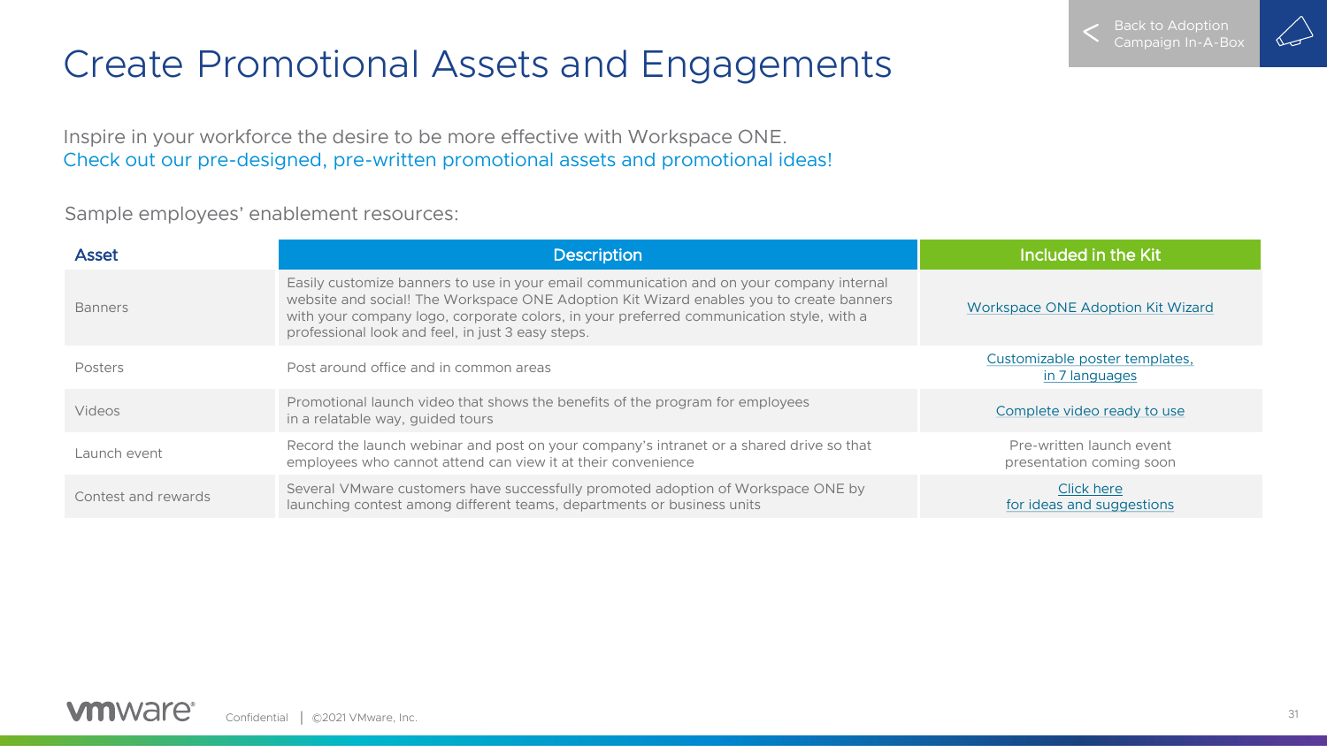# Create Promotional Assets and Engagements

Back to Adoption Campaign In-A-Box

Inspire in your workforce the desire to be more effective with Workspace ONE.
Check out our pre-designed, pre-written promotional assets and promotional ideas!

Sample employees' enablement resources:

| Asset | Description | Included in the Kit |
|---|---|---|
| Banners | Easily customize banners to use in your email communication and on your company internal website and social! The Workspace ONE Adoption Kit Wizard enables you to create banners with your company logo, corporate colors, in your preferred communication style, with a professional look and feel, in just 3 easy steps. | Workspace ONE Adoption Kit Wizard |
| Posters | Post around office and in common areas | Customizable poster templates, in 7 languages |
| Videos | Promotional launch video that shows the benefits of the program for employees in a relatable way, guided tours | Complete video ready to use |
| Launch event | Record the launch webinar and post on your company's intranet or a shared drive so that employees who cannot attend can view it at their convenience | Pre-written launch event presentation coming soon |
| Contest and rewards | Several VMware customers have successfully promoted adoption of Workspace ONE by launching contest among different teams, departments or business units | Click here for ideas and suggestions |

Confidential | ©2021 VMware, Inc.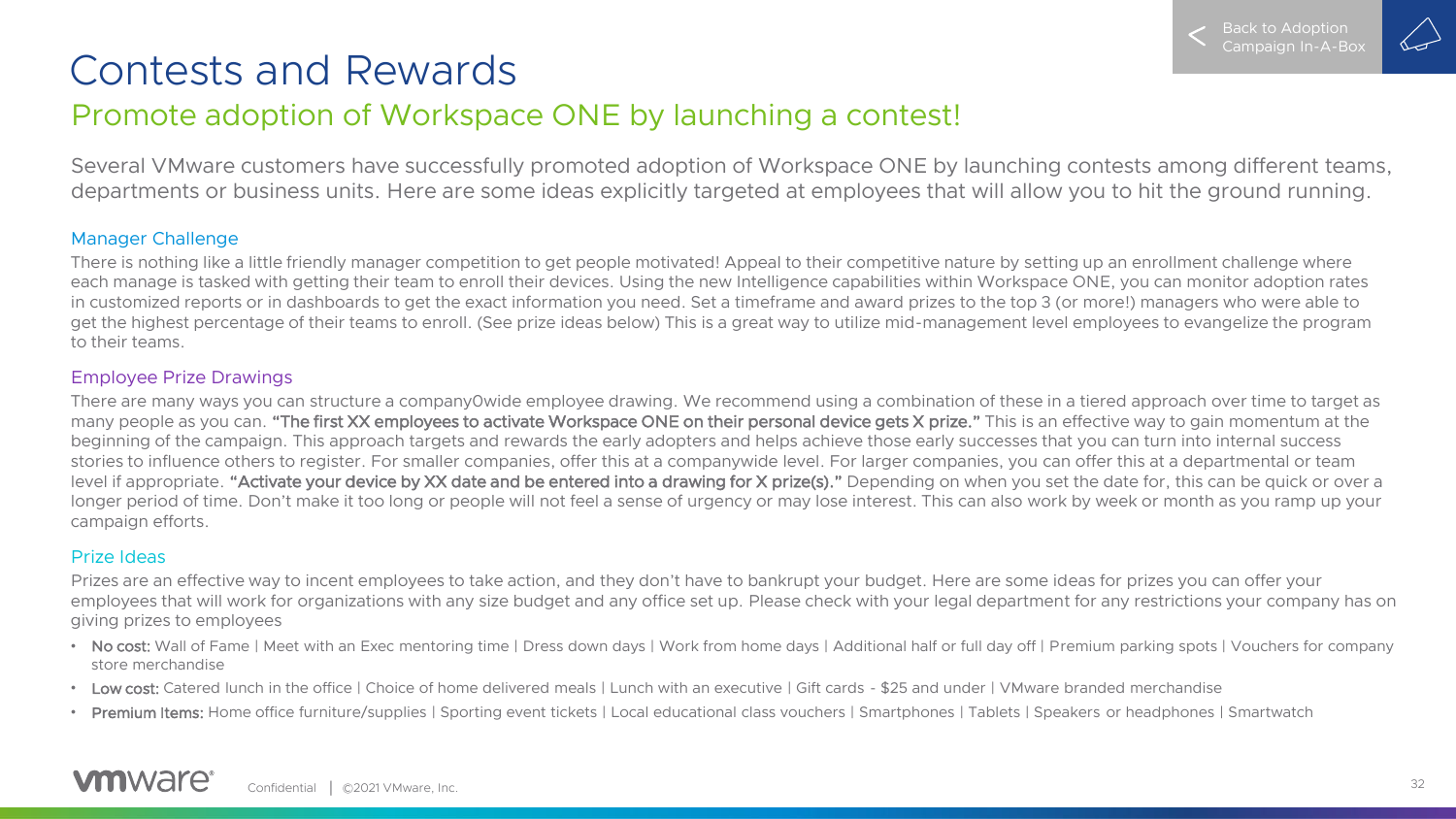# Contests and Rewards

## Promote adoption of Workspace ONE by launching a contest!

Several VMware customers have successfully promoted adoption of Workspace ONE by launching contests among different teams, departments or business units. Here are some ideas explicitly targeted at employees that will allow you to hit the ground running.

### Manager Challenge

There is nothing like a little friendly manager competition to get people motivated! Appeal to their competitive nature by setting up an enrollment challenge where each manage is tasked with getting their team to enroll their devices. Using the new Intelligence capabilities within Workspace ONE, you can monitor adoption rates in customized reports or in dashboards to get the exact information you need. Set a timeframe and award prizes to the top 3 (or more!) managers who were able to get the highest percentage of their teams to enroll. (See prize ideas below) This is a great way to utilize mid-management level employees to evangelize the program to their teams.

### Employee Prize Drawings

There are many ways you can structure a company0wide employee drawing. We recommend using a combination of these in a tiered approach over time to target as many people as you can. **"The first XX employees to activate Workspace ONE on their personal device gets X prize."** This is an effective way to gain momentum at the beginning of the campaign. This approach targets and rewards the early adopters and helps achieve those early successes that you can turn into internal success stories to influence others to register. For smaller companies, offer this at a companywide level. For larger companies, you can offer this at a departmental or team level if appropriate. **"Activate your device by XX date and be entered into a drawing for X prize(s)."** Depending on when you set the date for, this can be quick or over a longer period of time. Don't make it too long or people will not feel a sense of urgency or may lose interest. This can also work by week or month as you ramp up your campaign efforts.

### Prize Ideas

Prizes are an effective way to incent employees to take action, and they don't have to bankrupt your budget. Here are some ideas for prizes you can offer your employees that will work for organizations with any size budget and any office set up. Please check with your legal department for any restrictions your company has on giving prizes to employees

- **No cost:** Wall of Fame | Meet with an Exec mentoring time | Dress down days | Work from home days | Additional half or full day off | Premium parking spots | Vouchers for company store merchandise
- **Low cost:** Catered lunch in the office | Choice of home delivered meals | Lunch with an executive | Gift cards - $25 and under | VMware branded merchandise
- **Premium Items:** Home office furniture/supplies | Sporting event tickets | Local educational class vouchers | Smartphones | Tablets | Speakers or headphones | Smartwatch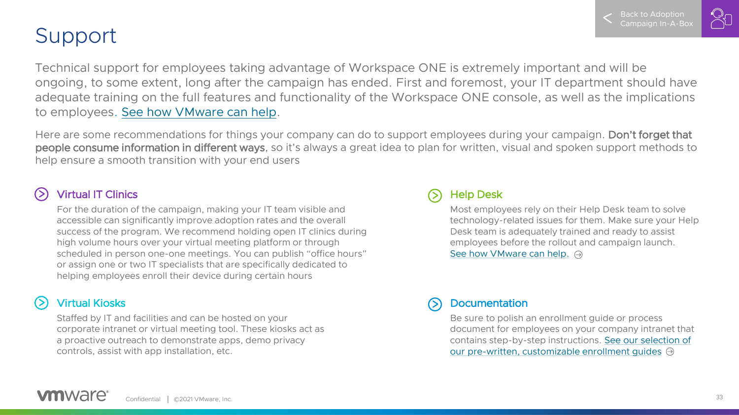# Support

Technical support for employees taking advantage of Workspace ONE is extremely important and will be ongoing, to some extent, long after the campaign has ended. First and foremost, your IT department should have adequate training on the full features and functionality of the Workspace ONE console, as well as the implications to employees. See how VMware can help.

Here are some recommendations for things your company can do to support employees during your campaign. **Don't forget that people consume information in different ways**, so it's always a great idea to plan for written, visual and spoken support methods to help ensure a smooth transition with your end users

## Virtual IT Clinics

For the duration of the campaign, making your IT team visible and accessible can significantly improve adoption rates and the overall success of the program. We recommend holding open IT clinics during high volume hours over your virtual meeting platform or through scheduled in person one-one meetings. You can publish "office hours" or assign one or two IT specialists that are specifically dedicated to helping employees enroll their device during certain hours

## Virtual Kiosks

Staffed by IT and facilities and can be hosted on your corporate intranet or virtual meeting tool. These kiosks act as a proactive outreach to demonstrate apps, demo privacy controls, assist with app installation, etc.

## Help Desk

Most employees rely on their Help Desk team to solve technology-related issues for them. Make sure your Help Desk team is adequately trained and ready to assist employees before the rollout and campaign launch. See how VMware can help.

## Documentation

Be sure to polish an enrollment guide or process document for employees on your company intranet that contains step-by-step instructions. See our selection of our pre-written, customizable enrollment guides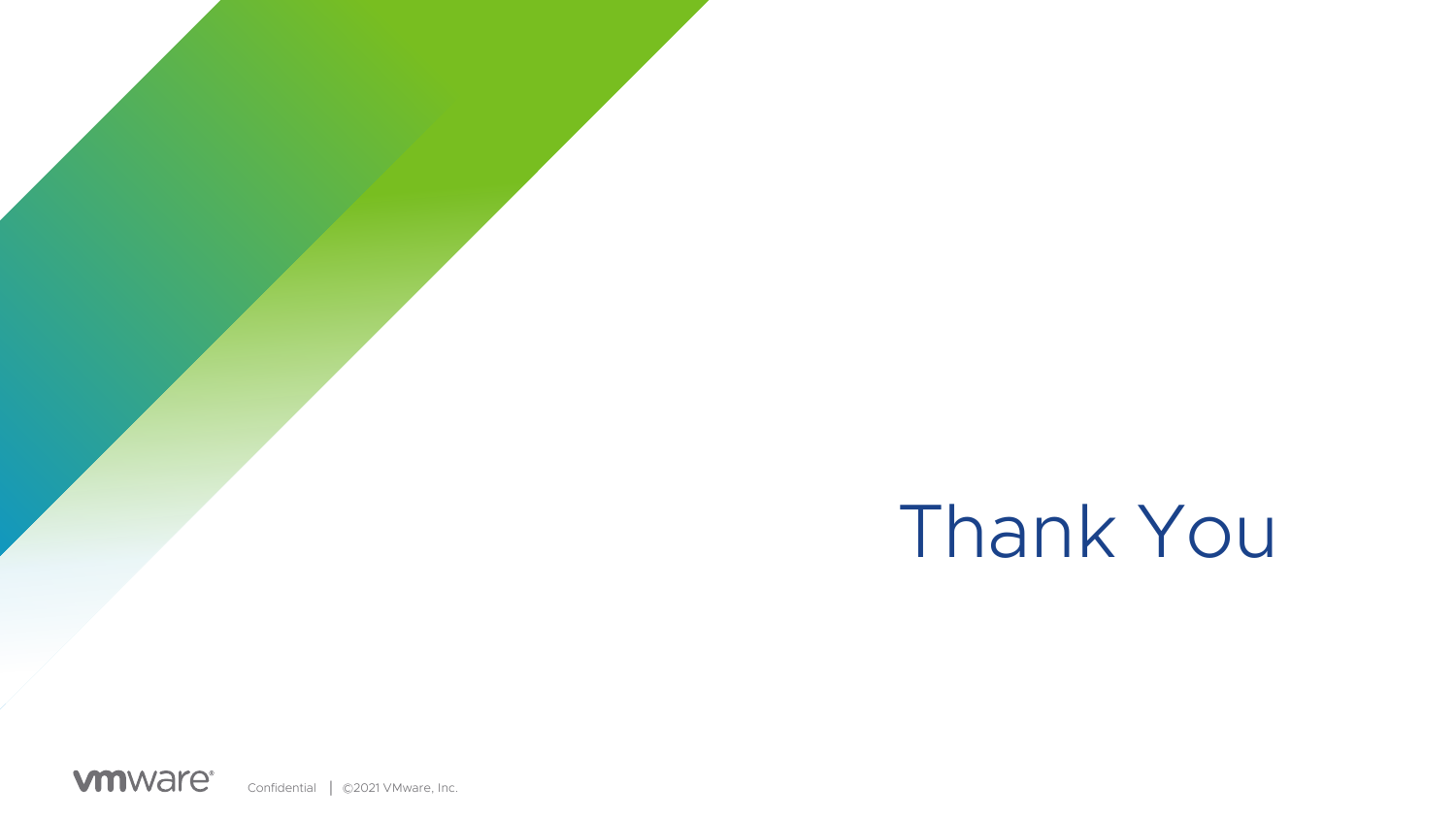# Thank You